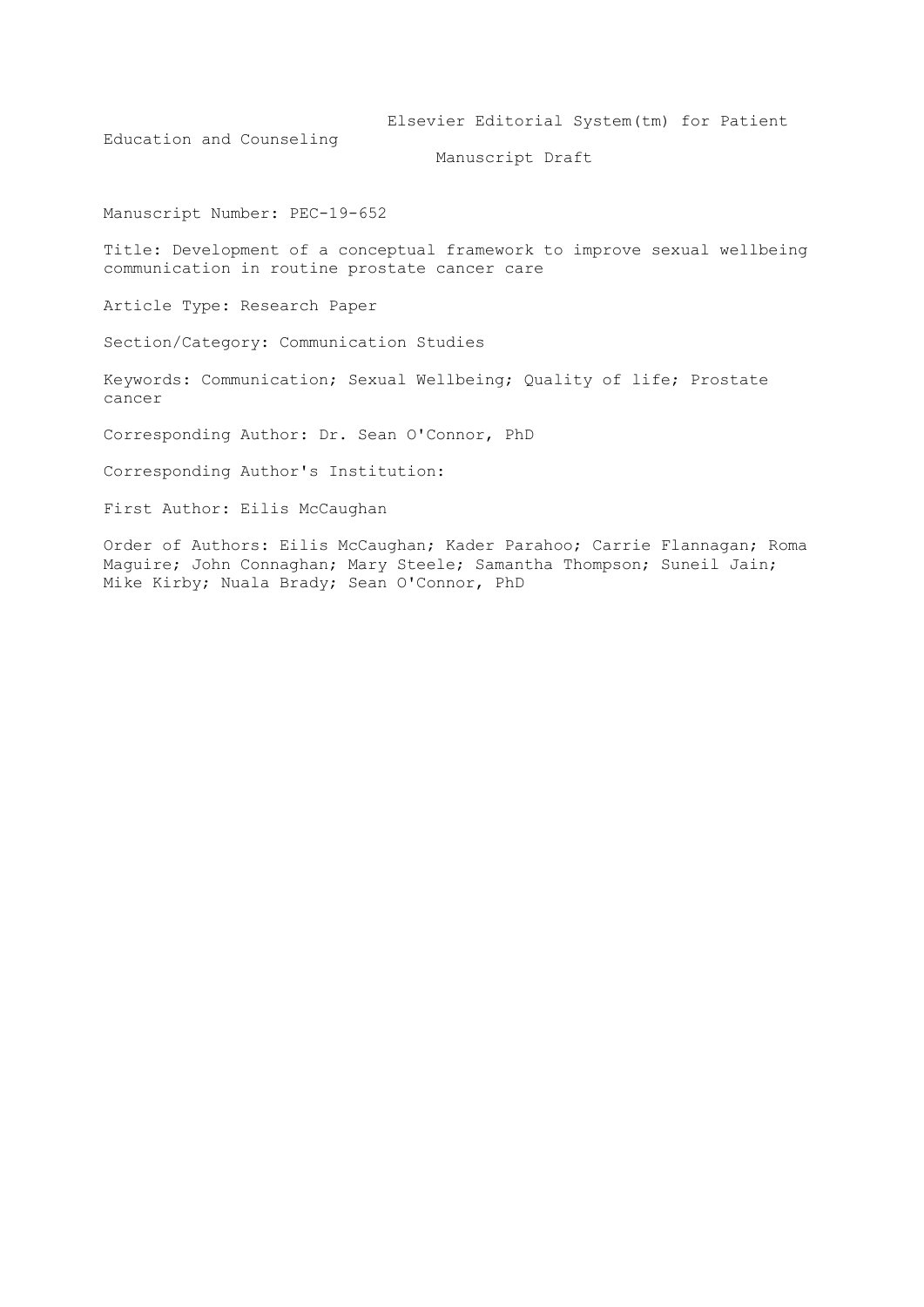Elsevier Editorial System(tm) for Patient Education and Counseling

Manuscript Draft

Manuscript Number: PEC-19-652

Title: Development of a conceptual framework to improve sexual wellbeing communication in routine prostate cancer care

Article Type: Research Paper

Section/Category: Communication Studies

Keywords: Communication; Sexual Wellbeing; Quality of life; Prostate cancer

Corresponding Author: Dr. Sean O'Connor, PhD

Corresponding Author's Institution:

First Author: Eilis McCaughan

Order of Authors: Eilis McCaughan; Kader Parahoo; Carrie Flannagan; Roma Maguire; John Connaghan; Mary Steele; Samantha Thompson; Suneil Jain; Mike Kirby; Nuala Brady; Sean O'Connor, PhD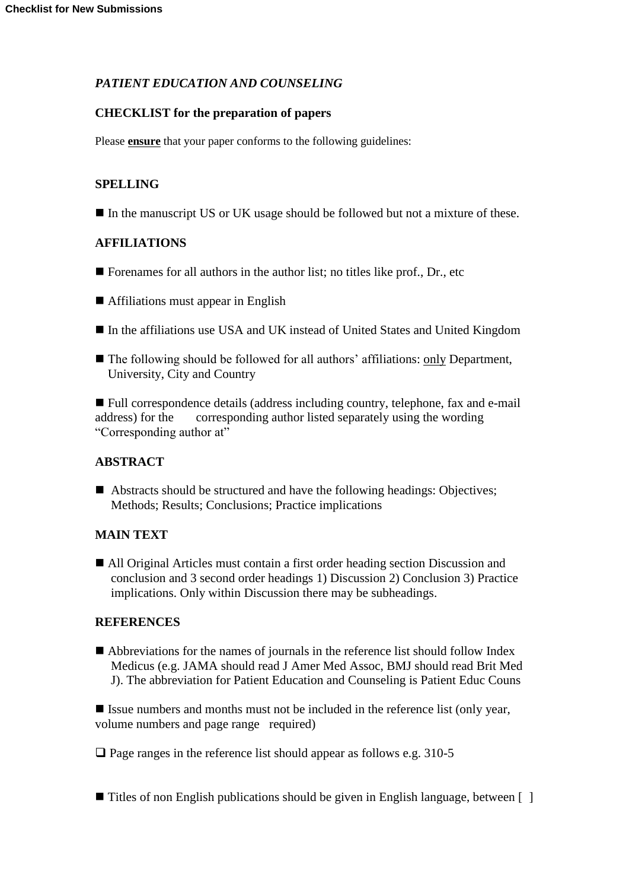**Checklist for New Submissions**

***PATIENT EDUCATION AND COUNSELING***

**CHECKLIST for the preparation of papers**

Please **ensure** that your paper conforms to the following guidelines:

**SPELLING**

■ In the manuscript US or UK usage should be followed but not a mixture of these.

**AFFILIATIONS**

■ Forenames for all authors in the author list; no titles like prof., Dr., etc

■ Affiliations must appear in English

■ In the affiliations use USA and UK instead of United States and United Kingdom

■ The following should be followed for all authors' affiliations: only Department, University, City and Country

■ Full correspondence details (address including country, telephone, fax and e-mail address) for the corresponding author listed separately using the wording "Corresponding author at"

**ABSTRACT**

■ Abstracts should be structured and have the following headings: Objectives; Methods; Results; Conclusions; Practice implications

**MAIN TEXT**

■ All Original Articles must contain a first order heading section Discussion and conclusion and 3 second order headings 1) Discussion 2) Conclusion 3) Practice implications. Only within Discussion there may be subheadings.

**REFERENCES**

■ Abbreviations for the names of journals in the reference list should follow Index Medicus (e.g. JAMA should read J Amer Med Assoc, BMJ should read Brit Med J). The abbreviation for Patient Education and Counseling is Patient Educ Couns

■ Issue numbers and months must not be included in the reference list (only year, volume numbers and page range required)

❑ Page ranges in the reference list should appear as follows e.g. 310-5

■ Titles of non English publications should be given in English language, between [ ]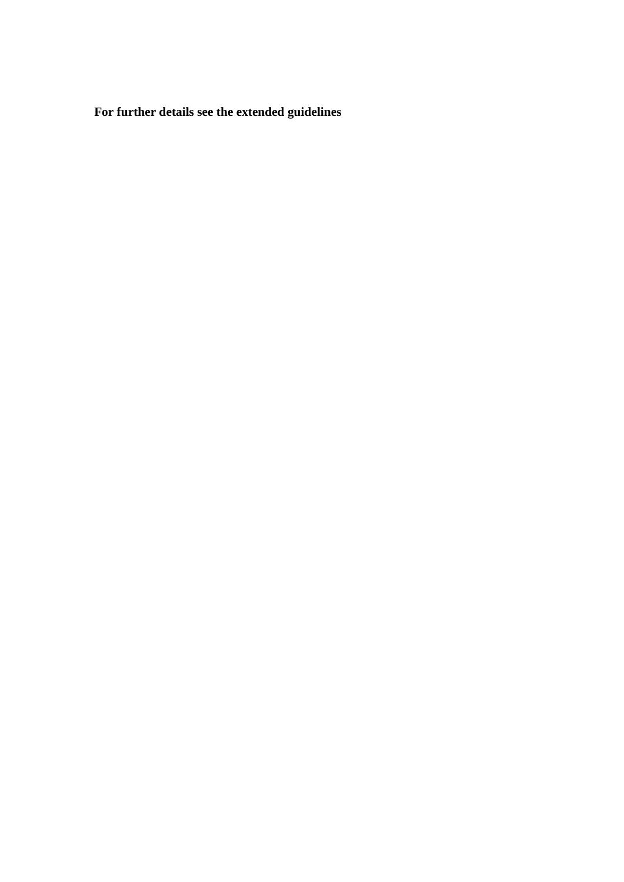**For further details see the extended guidelines**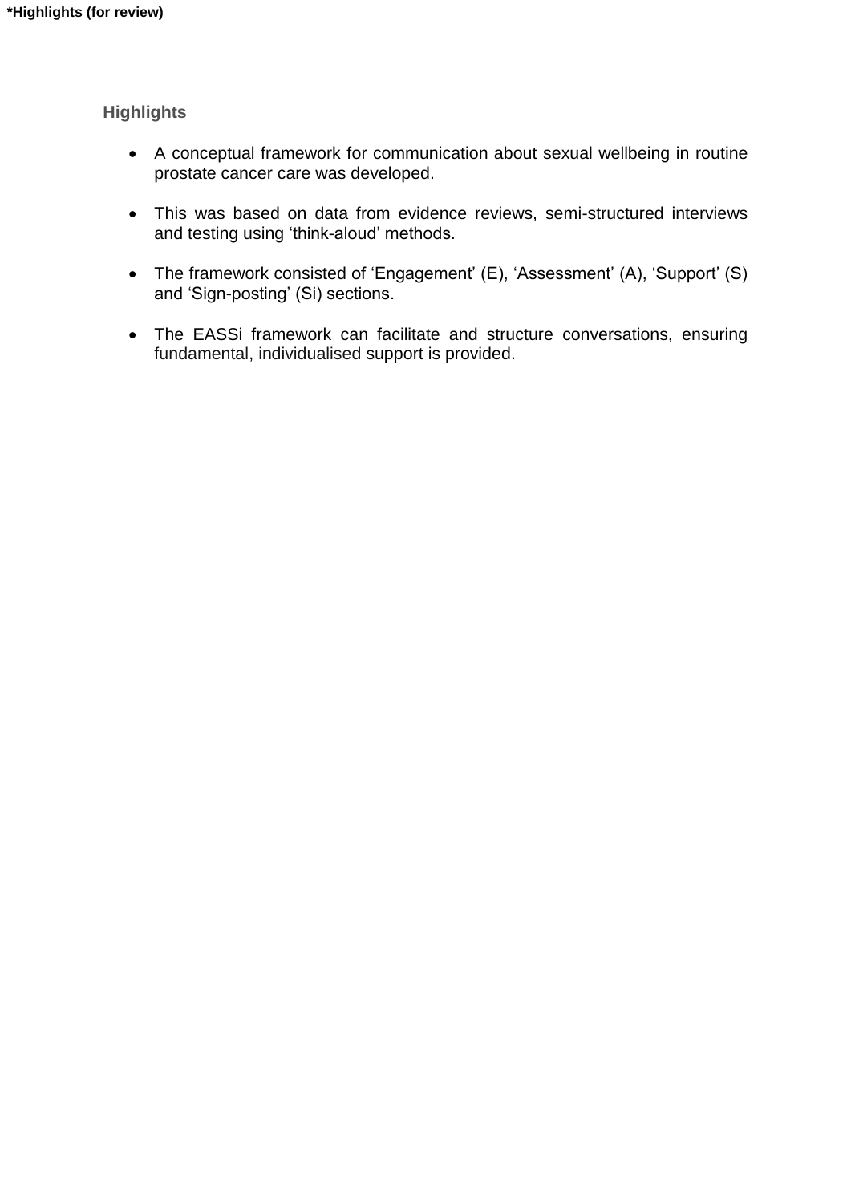## Highlights

- A conceptual framework for communication about sexual wellbeing in routine prostate cancer care was developed.
- This was based on data from evidence reviews, semi-structured interviews and testing using 'think-aloud' methods.
- The framework consisted of 'Engagement' (E), 'Assessment' (A), 'Support' (S) and 'Sign-posting' (Si) sections.
- The EASSi framework can facilitate and structure conversations, ensuring fundamental, individualised support is provided.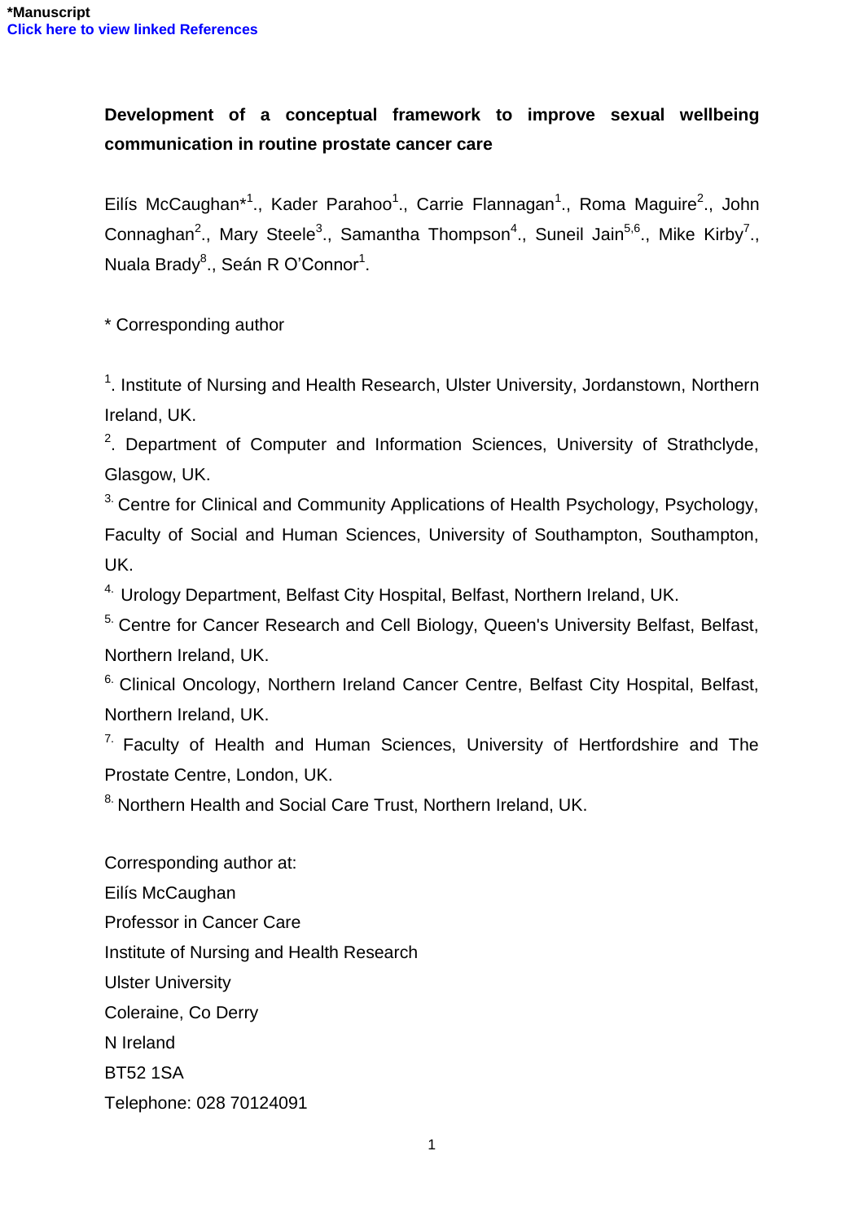*Manuscript

Click here to view linked References

**Development of a conceptual framework to improve sexual wellbeing communication in routine prostate cancer care**

Eilís McCaughan*[1]., Kader Parahoo[1]., Carrie Flannagan[1]., Roma Maguire[2]., John Connaghan[2]., Mary Steele[3]., Samantha Thompson[4]., Suneil Jain[5,6]., Mike Kirby[7]., Nuala Brady[8]., Seán R O'Connor[1].

\* Corresponding author

[1]. Institute of Nursing and Health Research, Ulster University, Jordanstown, Northern Ireland, UK.

[2]. Department of Computer and Information Sciences, University of Strathclyde, Glasgow, UK.

[3]. Centre for Clinical and Community Applications of Health Psychology, Psychology, Faculty of Social and Human Sciences, University of Southampton, Southampton, UK.

[4]. Urology Department, Belfast City Hospital, Belfast, Northern Ireland, UK.

[5]. Centre for Cancer Research and Cell Biology, Queen's University Belfast, Belfast, Northern Ireland, UK.

[6]. Clinical Oncology, Northern Ireland Cancer Centre, Belfast City Hospital, Belfast, Northern Ireland, UK.

[7]. Faculty of Health and Human Sciences, University of Hertfordshire and The Prostate Centre, London, UK.

[8]. Northern Health and Social Care Trust, Northern Ireland, UK.

Corresponding author at:

Eilís McCaughan

Professor in Cancer Care

Institute of Nursing and Health Research

Ulster University

Coleraine, Co Derry

N Ireland

BT52 1SA

Telephone: 028 70124091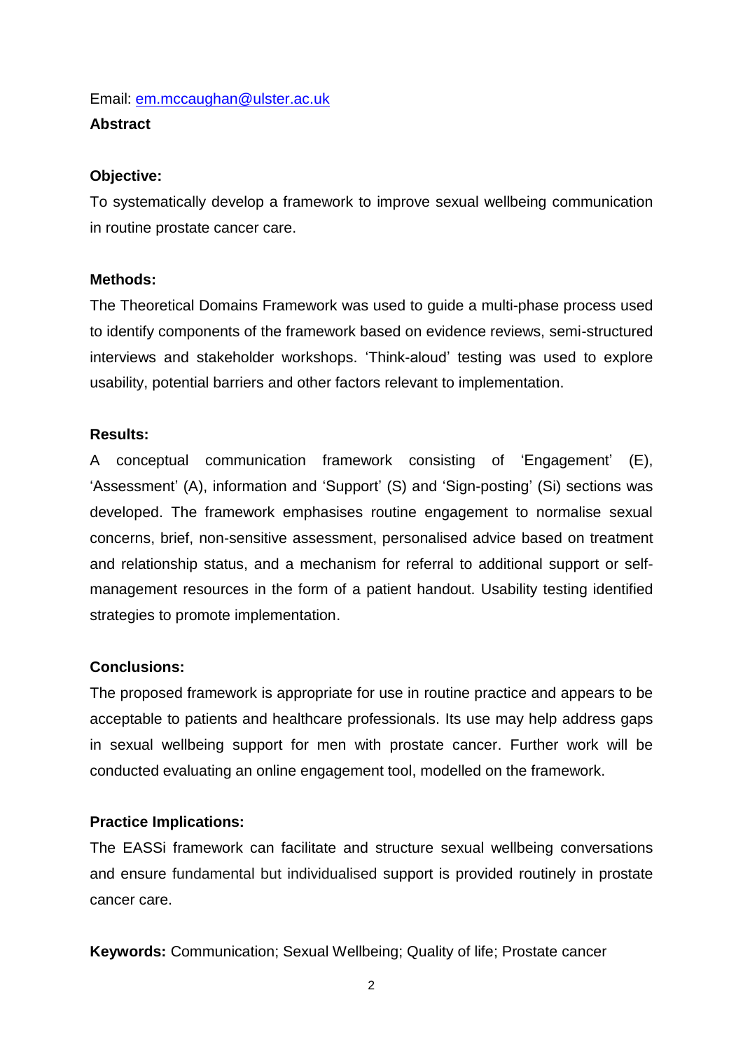Email: em.mccaughan@ulster.ac.uk

**Abstract**

**Objective:**

To systematically develop a framework to improve sexual wellbeing communication in routine prostate cancer care.

**Methods:**

The Theoretical Domains Framework was used to guide a multi-phase process used to identify components of the framework based on evidence reviews, semi-structured interviews and stakeholder workshops. 'Think-aloud' testing was used to explore usability, potential barriers and other factors relevant to implementation.

**Results:**

A conceptual communication framework consisting of 'Engagement' (E), 'Assessment' (A), information and 'Support' (S) and 'Sign-posting' (Si) sections was developed. The framework emphasises routine engagement to normalise sexual concerns, brief, non-sensitive assessment, personalised advice based on treatment and relationship status, and a mechanism for referral to additional support or self-management resources in the form of a patient handout. Usability testing identified strategies to promote implementation.

**Conclusions:**

The proposed framework is appropriate for use in routine practice and appears to be acceptable to patients and healthcare professionals. Its use may help address gaps in sexual wellbeing support for men with prostate cancer. Further work will be conducted evaluating an online engagement tool, modelled on the framework.

**Practice Implications:**

The EASSi framework can facilitate and structure sexual wellbeing conversations and ensure fundamental but individualised support is provided routinely in prostate cancer care.

**Keywords:** Communication; Sexual Wellbeing; Quality of life; Prostate cancer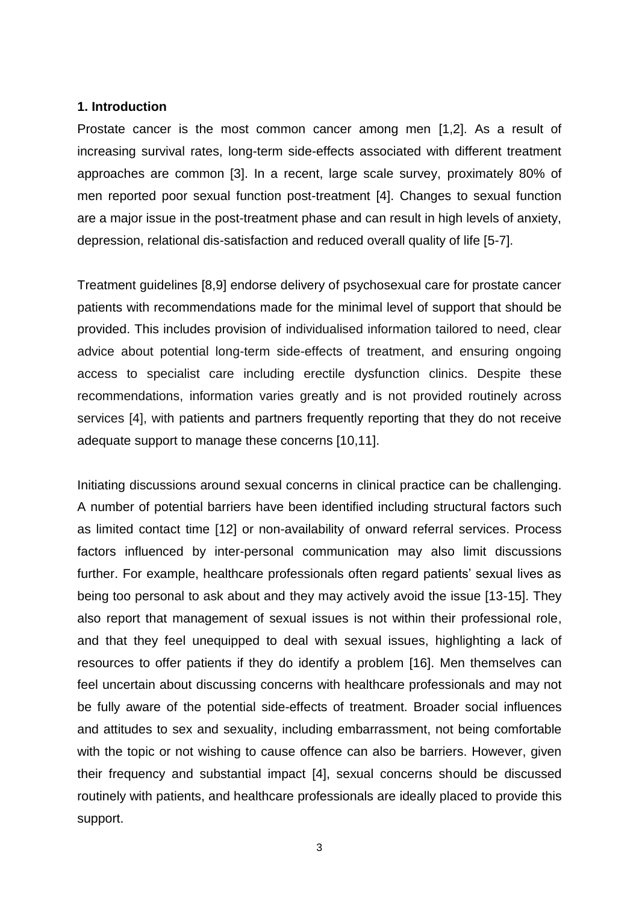**1. Introduction**

Prostate cancer is the most common cancer among men [1,2]. As a result of increasing survival rates, long-term side-effects associated with different treatment approaches are common [3]. In a recent, large scale survey, proximately 80% of men reported poor sexual function post-treatment [4]. Changes to sexual function are a major issue in the post-treatment phase and can result in high levels of anxiety, depression, relational dis-satisfaction and reduced overall quality of life [5-7].

Treatment guidelines [8,9] endorse delivery of psychosexual care for prostate cancer patients with recommendations made for the minimal level of support that should be provided. This includes provision of individualised information tailored to need, clear advice about potential long-term side-effects of treatment, and ensuring ongoing access to specialist care including erectile dysfunction clinics. Despite these recommendations, information varies greatly and is not provided routinely across services [4], with patients and partners frequently reporting that they do not receive adequate support to manage these concerns [10,11].

Initiating discussions around sexual concerns in clinical practice can be challenging. A number of potential barriers have been identified including structural factors such as limited contact time [12] or non-availability of onward referral services. Process factors influenced by inter-personal communication may also limit discussions further. For example, healthcare professionals often regard patients' sexual lives as being too personal to ask about and they may actively avoid the issue [13-15]. They also report that management of sexual issues is not within their professional role, and that they feel unequipped to deal with sexual issues, highlighting a lack of resources to offer patients if they do identify a problem [16]. Men themselves can feel uncertain about discussing concerns with healthcare professionals and may not be fully aware of the potential side-effects of treatment. Broader social influences and attitudes to sex and sexuality, including embarrassment, not being comfortable with the topic or not wishing to cause offence can also be barriers. However, given their frequency and substantial impact [4], sexual concerns should be discussed routinely with patients, and healthcare professionals are ideally placed to provide this support.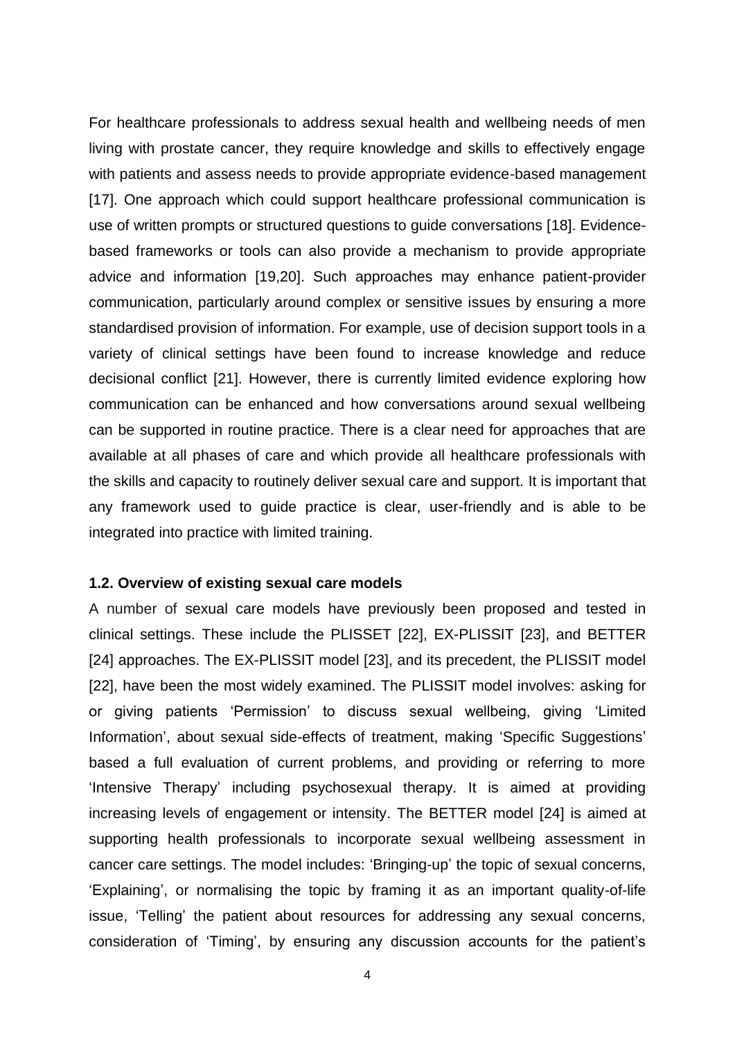For healthcare professionals to address sexual health and wellbeing needs of men living with prostate cancer, they require knowledge and skills to effectively engage with patients and assess needs to provide appropriate evidence-based management [17]. One approach which could support healthcare professional communication is use of written prompts or structured questions to guide conversations [18]. Evidence-based frameworks or tools can also provide a mechanism to provide appropriate advice and information [19,20]. Such approaches may enhance patient-provider communication, particularly around complex or sensitive issues by ensuring a more standardised provision of information. For example, use of decision support tools in a variety of clinical settings have been found to increase knowledge and reduce decisional conflict [21]. However, there is currently limited evidence exploring how communication can be enhanced and how conversations around sexual wellbeing can be supported in routine practice. There is a clear need for approaches that are available at all phases of care and which provide all healthcare professionals with the skills and capacity to routinely deliver sexual care and support. It is important that any framework used to guide practice is clear, user-friendly and is able to be integrated into practice with limited training.

### 1.2. Overview of existing sexual care models

A number of sexual care models have previously been proposed and tested in clinical settings. These include the PLISSET [22], EX-PLISSIT [23], and BETTER [24] approaches. The EX-PLISSIT model [23], and its precedent, the PLISSIT model [22], have been the most widely examined. The PLISSIT model involves: asking for or giving patients 'Permission' to discuss sexual wellbeing, giving 'Limited Information', about sexual side-effects of treatment, making 'Specific Suggestions' based a full evaluation of current problems, and providing or referring to more 'Intensive Therapy' including psychosexual therapy. It is aimed at providing increasing levels of engagement or intensity. The BETTER model [24] is aimed at supporting health professionals to incorporate sexual wellbeing assessment in cancer care settings. The model includes: 'Bringing-up' the topic of sexual concerns, 'Explaining', or normalising the topic by framing it as an important quality-of-life issue, 'Telling' the patient about resources for addressing any sexual concerns, consideration of 'Timing', by ensuring any discussion accounts for the patient's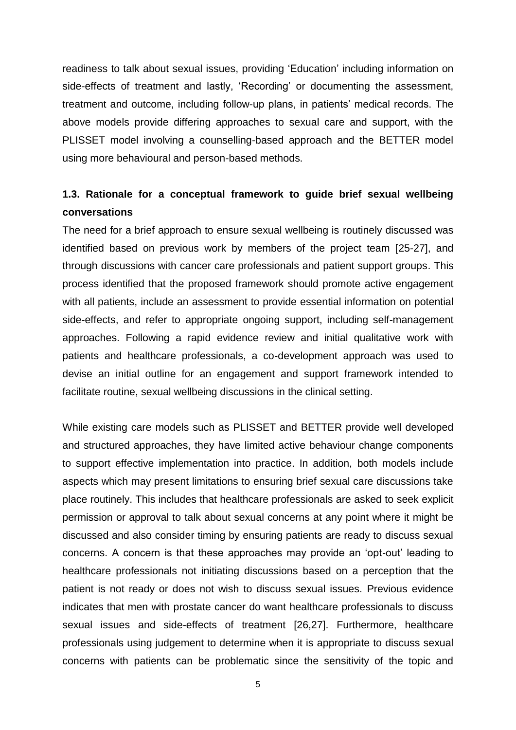readiness to talk about sexual issues, providing 'Education' including information on side-effects of treatment and lastly, 'Recording' or documenting the assessment, treatment and outcome, including follow-up plans, in patients' medical records. The above models provide differing approaches to sexual care and support, with the PLISSET model involving a counselling-based approach and the BETTER model using more behavioural and person-based methods.

### 1.3. Rationale for a conceptual framework to guide brief sexual wellbeing conversations

The need for a brief approach to ensure sexual wellbeing is routinely discussed was identified based on previous work by members of the project team [25-27], and through discussions with cancer care professionals and patient support groups. This process identified that the proposed framework should promote active engagement with all patients, include an assessment to provide essential information on potential side-effects, and refer to appropriate ongoing support, including self-management approaches. Following a rapid evidence review and initial qualitative work with patients and healthcare professionals, a co-development approach was used to devise an initial outline for an engagement and support framework intended to facilitate routine, sexual wellbeing discussions in the clinical setting.

While existing care models such as PLISSET and BETTER provide well developed and structured approaches, they have limited active behaviour change components to support effective implementation into practice. In addition, both models include aspects which may present limitations to ensuring brief sexual care discussions take place routinely. This includes that healthcare professionals are asked to seek explicit permission or approval to talk about sexual concerns at any point where it might be discussed and also consider timing by ensuring patients are ready to discuss sexual concerns. A concern is that these approaches may provide an 'opt-out' leading to healthcare professionals not initiating discussions based on a perception that the patient is not ready or does not wish to discuss sexual issues. Previous evidence indicates that men with prostate cancer do want healthcare professionals to discuss sexual issues and side-effects of treatment [26,27]. Furthermore, healthcare professionals using judgement to determine when it is appropriate to discuss sexual concerns with patients can be problematic since the sensitivity of the topic and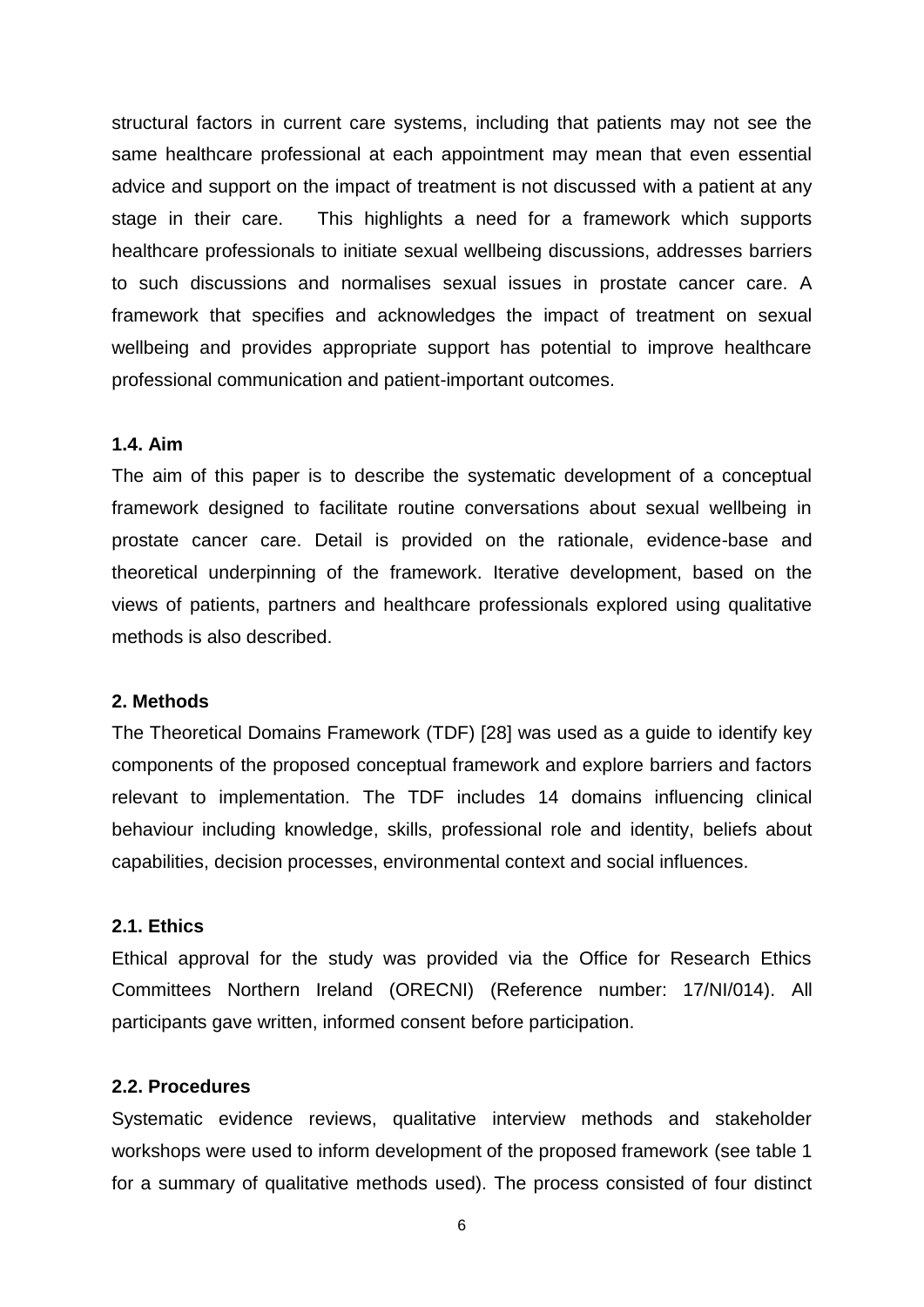structural factors in current care systems, including that patients may not see the same healthcare professional at each appointment may mean that even essential advice and support on the impact of treatment is not discussed with a patient at any stage in their care. This highlights a need for a framework which supports healthcare professionals to initiate sexual wellbeing discussions, addresses barriers to such discussions and normalises sexual issues in prostate cancer care. A framework that specifies and acknowledges the impact of treatment on sexual wellbeing and provides appropriate support has potential to improve healthcare professional communication and patient-important outcomes.

### 1.4. Aim

The aim of this paper is to describe the systematic development of a conceptual framework designed to facilitate routine conversations about sexual wellbeing in prostate cancer care. Detail is provided on the rationale, evidence-base and theoretical underpinning of the framework. Iterative development, based on the views of patients, partners and healthcare professionals explored using qualitative methods is also described.

## 2. Methods

The Theoretical Domains Framework (TDF) [28] was used as a guide to identify key components of the proposed conceptual framework and explore barriers and factors relevant to implementation. The TDF includes 14 domains influencing clinical behaviour including knowledge, skills, professional role and identity, beliefs about capabilities, decision processes, environmental context and social influences.

### 2.1. Ethics

Ethical approval for the study was provided via the Office for Research Ethics Committees Northern Ireland (ORECNI) (Reference number: 17/NI/014). All participants gave written, informed consent before participation.

### 2.2. Procedures

Systematic evidence reviews, qualitative interview methods and stakeholder workshops were used to inform development of the proposed framework (see table 1 for a summary of qualitative methods used). The process consisted of four distinct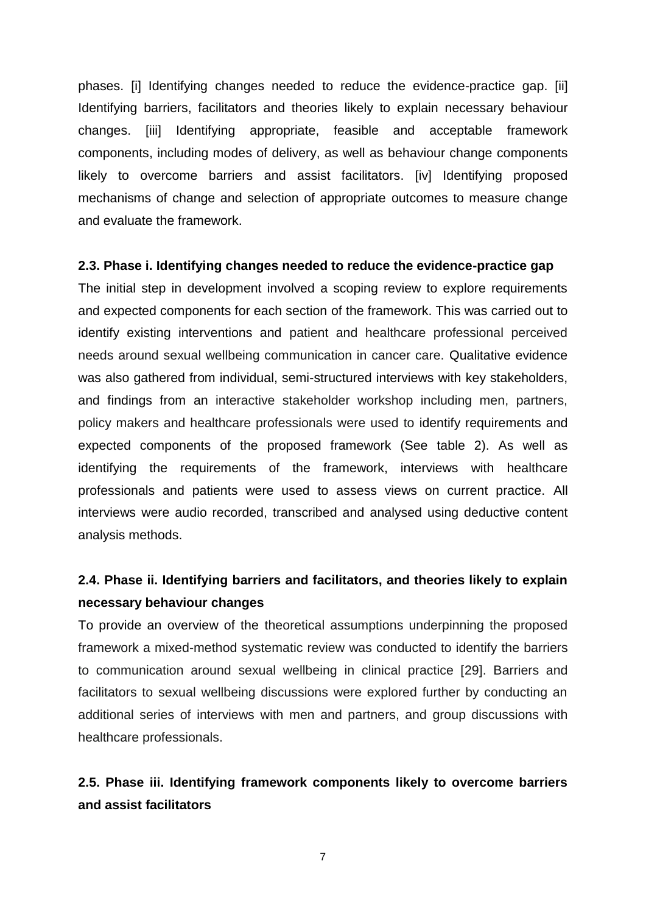phases. [i] Identifying changes needed to reduce the evidence-practice gap. [ii] Identifying barriers, facilitators and theories likely to explain necessary behaviour changes. [iii] Identifying appropriate, feasible and acceptable framework components, including modes of delivery, as well as behaviour change components likely to overcome barriers and assist facilitators. [iv] Identifying proposed mechanisms of change and selection of appropriate outcomes to measure change and evaluate the framework.

### 2.3. Phase i. Identifying changes needed to reduce the evidence-practice gap

The initial step in development involved a scoping review to explore requirements and expected components for each section of the framework. This was carried out to identify existing interventions and patient and healthcare professional perceived needs around sexual wellbeing communication in cancer care. Qualitative evidence was also gathered from individual, semi-structured interviews with key stakeholders, and findings from an interactive stakeholder workshop including men, partners, policy makers and healthcare professionals were used to identify requirements and expected components of the proposed framework (See table 2). As well as identifying the requirements of the framework, interviews with healthcare professionals and patients were used to assess views on current practice. All interviews were audio recorded, transcribed and analysed using deductive content analysis methods.

### 2.4. Phase ii. Identifying barriers and facilitators, and theories likely to explain necessary behaviour changes

To provide an overview of the theoretical assumptions underpinning the proposed framework a mixed-method systematic review was conducted to identify the barriers to communication around sexual wellbeing in clinical practice [29]. Barriers and facilitators to sexual wellbeing discussions were explored further by conducting an additional series of interviews with men and partners, and group discussions with healthcare professionals.

### 2.5. Phase iii. Identifying framework components likely to overcome barriers and assist facilitators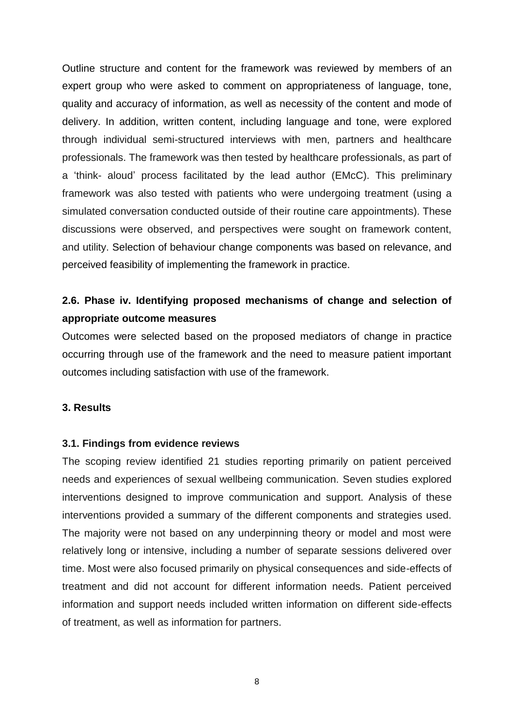Outline structure and content for the framework was reviewed by members of an expert group who were asked to comment on appropriateness of language, tone, quality and accuracy of information, as well as necessity of the content and mode of delivery. In addition, written content, including language and tone, were explored through individual semi-structured interviews with men, partners and healthcare professionals. The framework was then tested by healthcare professionals, as part of a 'think- aloud' process facilitated by the lead author (EMcC). This preliminary framework was also tested with patients who were undergoing treatment (using a simulated conversation conducted outside of their routine care appointments). These discussions were observed, and perspectives were sought on framework content, and utility. Selection of behaviour change components was based on relevance, and perceived feasibility of implementing the framework in practice.

### 2.6. Phase iv. Identifying proposed mechanisms of change and selection of appropriate outcome measures

Outcomes were selected based on the proposed mediators of change in practice occurring through use of the framework and the need to measure patient important outcomes including satisfaction with use of the framework.

## 3. Results

### 3.1. Findings from evidence reviews

The scoping review identified 21 studies reporting primarily on patient perceived needs and experiences of sexual wellbeing communication. Seven studies explored interventions designed to improve communication and support. Analysis of these interventions provided a summary of the different components and strategies used. The majority were not based on any underpinning theory or model and most were relatively long or intensive, including a number of separate sessions delivered over time. Most were also focused primarily on physical consequences and side-effects of treatment and did not account for different information needs. Patient perceived information and support needs included written information on different side-effects of treatment, as well as information for partners.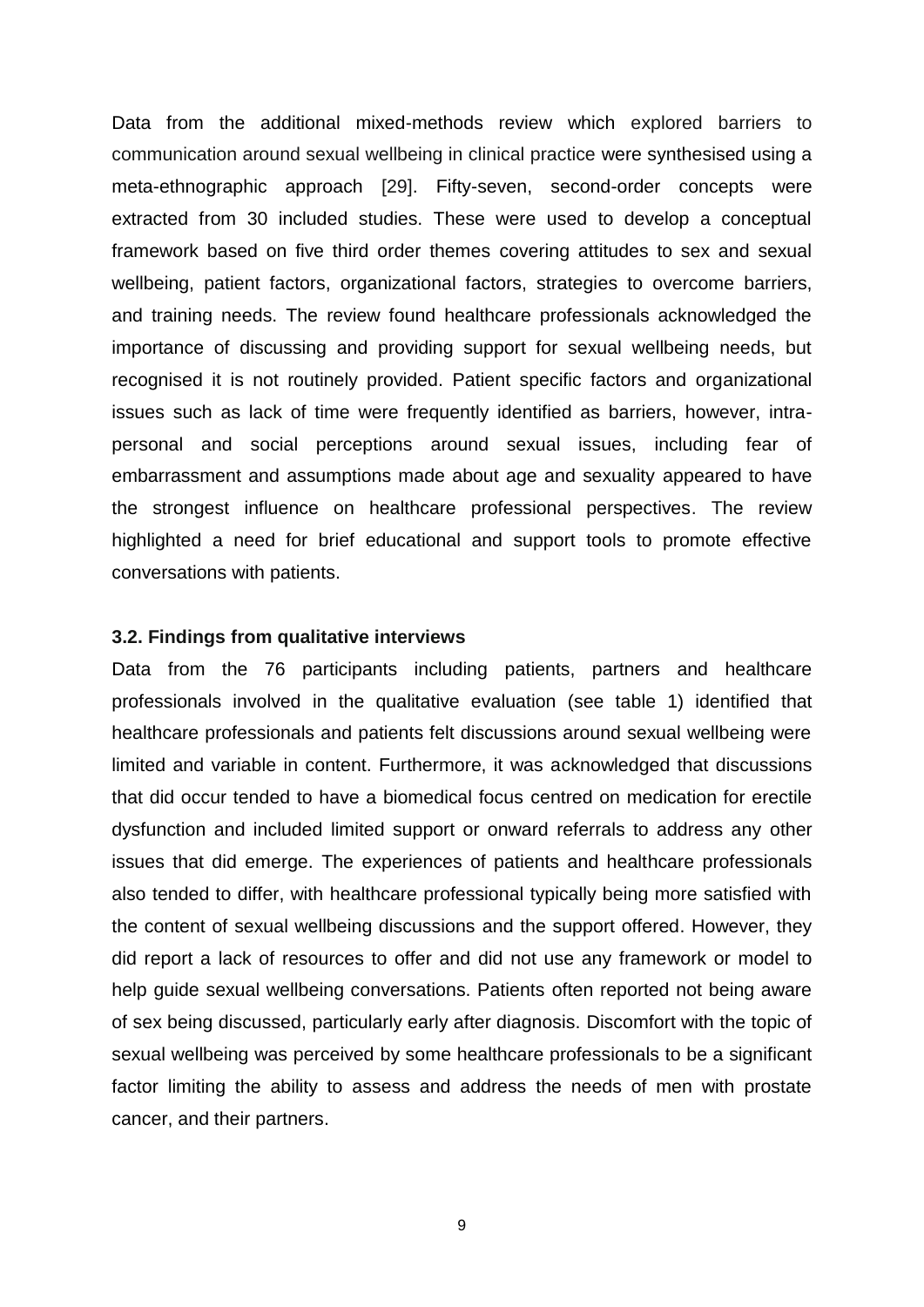Data from the additional mixed-methods review which explored barriers to communication around sexual wellbeing in clinical practice were synthesised using a meta-ethnographic approach [29]. Fifty-seven, second-order concepts were extracted from 30 included studies. These were used to develop a conceptual framework based on five third order themes covering attitudes to sex and sexual wellbeing, patient factors, organizational factors, strategies to overcome barriers, and training needs. The review found healthcare professionals acknowledged the importance of discussing and providing support for sexual wellbeing needs, but recognised it is not routinely provided. Patient specific factors and organizational issues such as lack of time were frequently identified as barriers, however, intra-personal and social perceptions around sexual issues, including fear of embarrassment and assumptions made about age and sexuality appeared to have the strongest influence on healthcare professional perspectives. The review highlighted a need for brief educational and support tools to promote effective conversations with patients.

### 3.2. Findings from qualitative interviews

Data from the 76 participants including patients, partners and healthcare professionals involved in the qualitative evaluation (see table 1) identified that healthcare professionals and patients felt discussions around sexual wellbeing were limited and variable in content. Furthermore, it was acknowledged that discussions that did occur tended to have a biomedical focus centred on medication for erectile dysfunction and included limited support or onward referrals to address any other issues that did emerge. The experiences of patients and healthcare professionals also tended to differ, with healthcare professional typically being more satisfied with the content of sexual wellbeing discussions and the support offered. However, they did report a lack of resources to offer and did not use any framework or model to help guide sexual wellbeing conversations. Patients often reported not being aware of sex being discussed, particularly early after diagnosis. Discomfort with the topic of sexual wellbeing was perceived by some healthcare professionals to be a significant factor limiting the ability to assess and address the needs of men with prostate cancer, and their partners.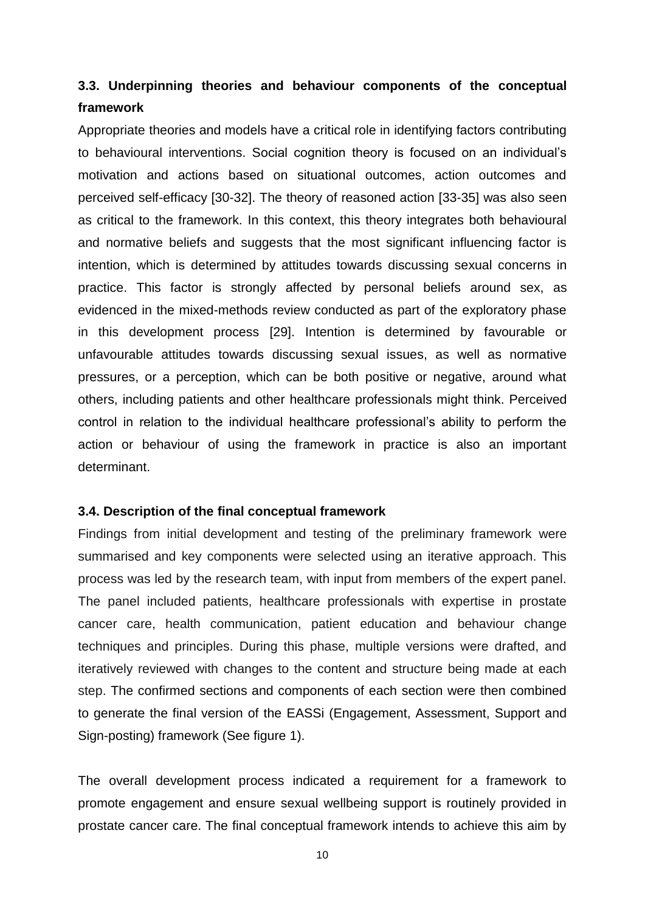### 3.3. Underpinning theories and behaviour components of the conceptual framework

Appropriate theories and models have a critical role in identifying factors contributing to behavioural interventions. Social cognition theory is focused on an individual's motivation and actions based on situational outcomes, action outcomes and perceived self-efficacy [30-32]. The theory of reasoned action [33-35] was also seen as critical to the framework. In this context, this theory integrates both behavioural and normative beliefs and suggests that the most significant influencing factor is intention, which is determined by attitudes towards discussing sexual concerns in practice. This factor is strongly affected by personal beliefs around sex, as evidenced in the mixed-methods review conducted as part of the exploratory phase in this development process [29]. Intention is determined by favourable or unfavourable attitudes towards discussing sexual issues, as well as normative pressures, or a perception, which can be both positive or negative, around what others, including patients and other healthcare professionals might think. Perceived control in relation to the individual healthcare professional's ability to perform the action or behaviour of using the framework in practice is also an important determinant.

### 3.4. Description of the final conceptual framework

Findings from initial development and testing of the preliminary framework were summarised and key components were selected using an iterative approach. This process was led by the research team, with input from members of the expert panel. The panel included patients, healthcare professionals with expertise in prostate cancer care, health communication, patient education and behaviour change techniques and principles. During this phase, multiple versions were drafted, and iteratively reviewed with changes to the content and structure being made at each step. The confirmed sections and components of each section were then combined to generate the final version of the EASSi (Engagement, Assessment, Support and Sign-posting) framework (See figure 1).

The overall development process indicated a requirement for a framework to promote engagement and ensure sexual wellbeing support is routinely provided in prostate cancer care. The final conceptual framework intends to achieve this aim by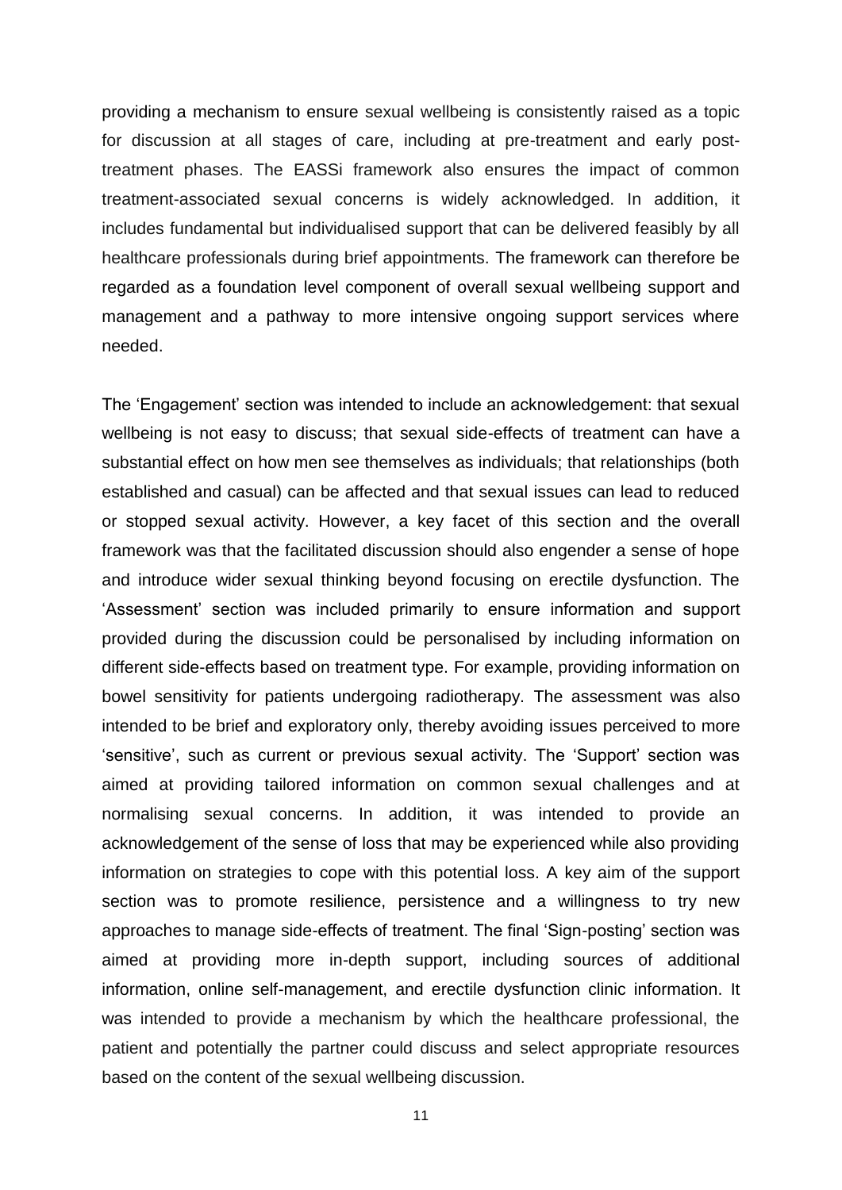providing a mechanism to ensure sexual wellbeing is consistently raised as a topic for discussion at all stages of care, including at pre-treatment and early post-treatment phases. The EASSi framework also ensures the impact of common treatment-associated sexual concerns is widely acknowledged. In addition, it includes fundamental but individualised support that can be delivered feasibly by all healthcare professionals during brief appointments. The framework can therefore be regarded as a foundation level component of overall sexual wellbeing support and management and a pathway to more intensive ongoing support services where needed.

The 'Engagement' section was intended to include an acknowledgement: that sexual wellbeing is not easy to discuss; that sexual side-effects of treatment can have a substantial effect on how men see themselves as individuals; that relationships (both established and casual) can be affected and that sexual issues can lead to reduced or stopped sexual activity. However, a key facet of this section and the overall framework was that the facilitated discussion should also engender a sense of hope and introduce wider sexual thinking beyond focusing on erectile dysfunction. The 'Assessment' section was included primarily to ensure information and support provided during the discussion could be personalised by including information on different side-effects based on treatment type. For example, providing information on bowel sensitivity for patients undergoing radiotherapy. The assessment was also intended to be brief and exploratory only, thereby avoiding issues perceived to more 'sensitive', such as current or previous sexual activity. The 'Support' section was aimed at providing tailored information on common sexual challenges and at normalising sexual concerns. In addition, it was intended to provide an acknowledgement of the sense of loss that may be experienced while also providing information on strategies to cope with this potential loss. A key aim of the support section was to promote resilience, persistence and a willingness to try new approaches to manage side-effects of treatment. The final 'Sign-posting' section was aimed at providing more in-depth support, including sources of additional information, online self-management, and erectile dysfunction clinic information. It was intended to provide a mechanism by which the healthcare professional, the patient and potentially the partner could discuss and select appropriate resources based on the content of the sexual wellbeing discussion.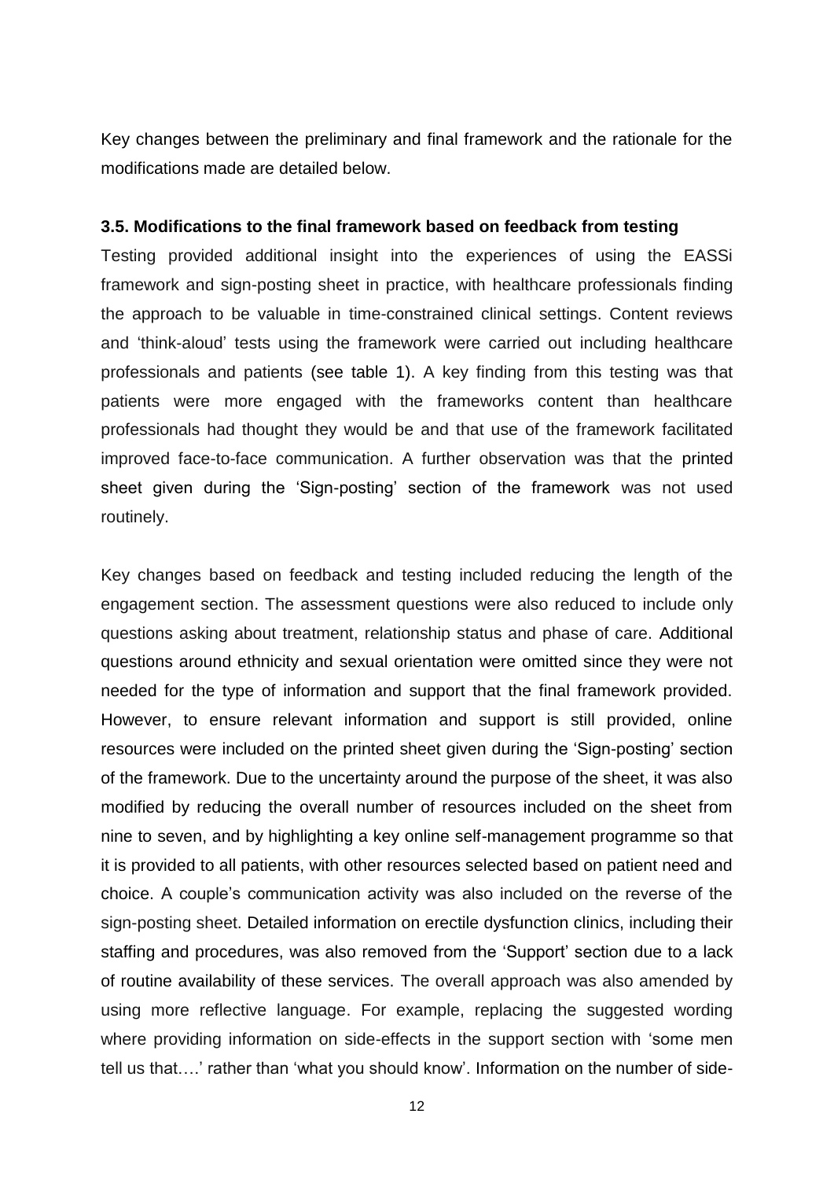Key changes between the preliminary and final framework and the rationale for the modifications made are detailed below.

### 3.5. Modifications to the final framework based on feedback from testing

Testing provided additional insight into the experiences of using the EASSi framework and sign-posting sheet in practice, with healthcare professionals finding the approach to be valuable in time-constrained clinical settings. Content reviews and 'think-aloud' tests using the framework were carried out including healthcare professionals and patients (see table 1). A key finding from this testing was that patients were more engaged with the frameworks content than healthcare professionals had thought they would be and that use of the framework facilitated improved face-to-face communication. A further observation was that the printed sheet given during the 'Sign-posting' section of the framework was not used routinely.

Key changes based on feedback and testing included reducing the length of the engagement section. The assessment questions were also reduced to include only questions asking about treatment, relationship status and phase of care. Additional questions around ethnicity and sexual orientation were omitted since they were not needed for the type of information and support that the final framework provided. However, to ensure relevant information and support is still provided, online resources were included on the printed sheet given during the 'Sign-posting' section of the framework. Due to the uncertainty around the purpose of the sheet, it was also modified by reducing the overall number of resources included on the sheet from nine to seven, and by highlighting a key online self-management programme so that it is provided to all patients, with other resources selected based on patient need and choice. A couple's communication activity was also included on the reverse of the sign-posting sheet. Detailed information on erectile dysfunction clinics, including their staffing and procedures, was also removed from the 'Support' section due to a lack of routine availability of these services. The overall approach was also amended by using more reflective language. For example, replacing the suggested wording where providing information on side-effects in the support section with 'some men tell us that….' rather than 'what you should know'. Information on the number of side-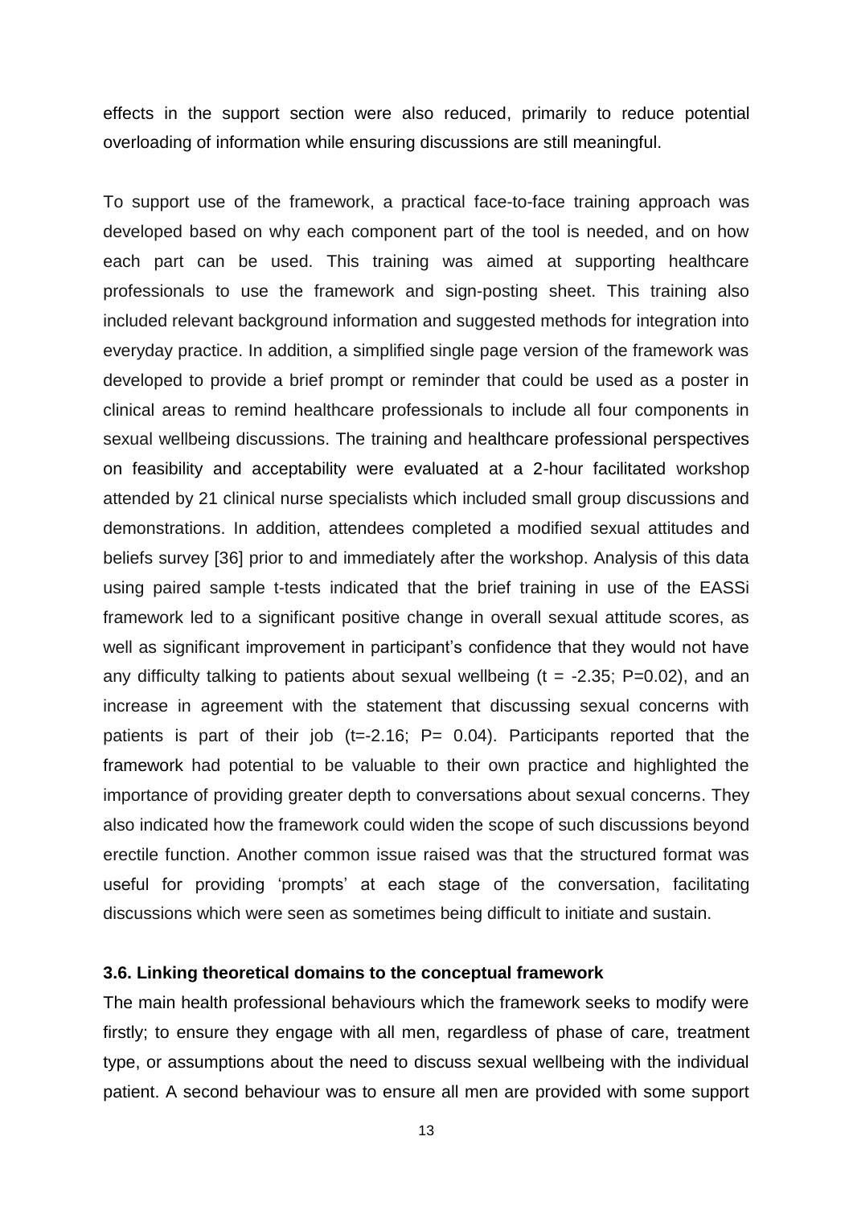effects in the support section were also reduced, primarily to reduce potential overloading of information while ensuring discussions are still meaningful.

To support use of the framework, a practical face-to-face training approach was developed based on why each component part of the tool is needed, and on how each part can be used. This training was aimed at supporting healthcare professionals to use the framework and sign-posting sheet. This training also included relevant background information and suggested methods for integration into everyday practice. In addition, a simplified single page version of the framework was developed to provide a brief prompt or reminder that could be used as a poster in clinical areas to remind healthcare professionals to include all four components in sexual wellbeing discussions. The training and healthcare professional perspectives on feasibility and acceptability were evaluated at a 2-hour facilitated workshop attended by 21 clinical nurse specialists which included small group discussions and demonstrations. In addition, attendees completed a modified sexual attitudes and beliefs survey [36] prior to and immediately after the workshop. Analysis of this data using paired sample t-tests indicated that the brief training in use of the EASSi framework led to a significant positive change in overall sexual attitude scores, as well as significant improvement in participant's confidence that they would not have any difficulty talking to patients about sexual wellbeing ($t = -2.35$; $P=0.02$), and an increase in agreement with the statement that discussing sexual concerns with patients is part of their job ($t=-2.16$; $P= 0.04$). Participants reported that the framework had potential to be valuable to their own practice and highlighted the importance of providing greater depth to conversations about sexual concerns. They also indicated how the framework could widen the scope of such discussions beyond erectile function. Another common issue raised was that the structured format was useful for providing 'prompts' at each stage of the conversation, facilitating discussions which were seen as sometimes being difficult to initiate and sustain.

### 3.6. Linking theoretical domains to the conceptual framework

The main health professional behaviours which the framework seeks to modify were firstly; to ensure they engage with all men, regardless of phase of care, treatment type, or assumptions about the need to discuss sexual wellbeing with the individual patient. A second behaviour was to ensure all men are provided with some support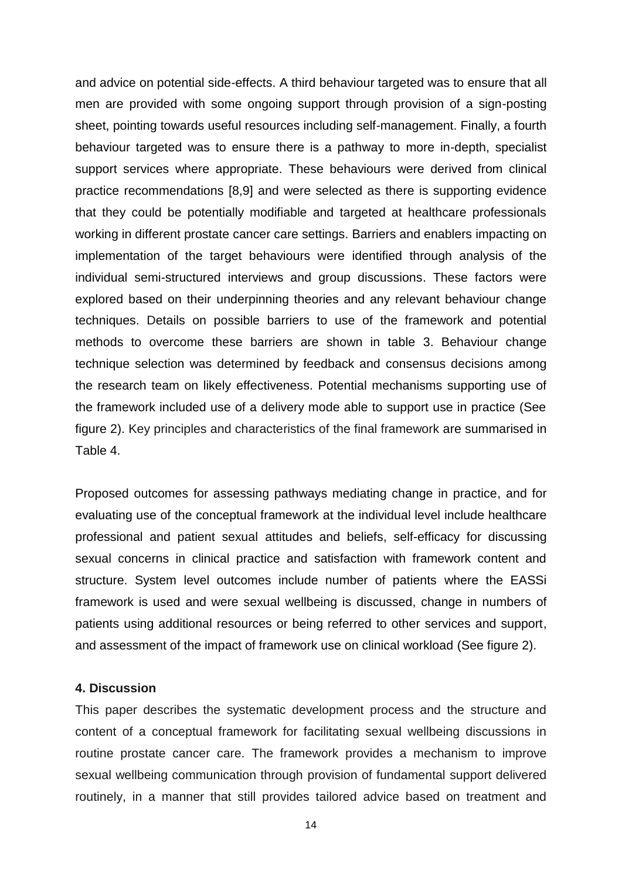and advice on potential side-effects. A third behaviour targeted was to ensure that all men are provided with some ongoing support through provision of a sign-posting sheet, pointing towards useful resources including self-management. Finally, a fourth behaviour targeted was to ensure there is a pathway to more in-depth, specialist support services where appropriate. These behaviours were derived from clinical practice recommendations [8,9] and were selected as there is supporting evidence that they could be potentially modifiable and targeted at healthcare professionals working in different prostate cancer care settings. Barriers and enablers impacting on implementation of the target behaviours were identified through analysis of the individual semi-structured interviews and group discussions. These factors were explored based on their underpinning theories and any relevant behaviour change techniques. Details on possible barriers to use of the framework and potential methods to overcome these barriers are shown in table 3. Behaviour change technique selection was determined by feedback and consensus decisions among the research team on likely effectiveness. Potential mechanisms supporting use of the framework included use of a delivery mode able to support use in practice (See figure 2). Key principles and characteristics of the final framework are summarised in Table 4.

Proposed outcomes for assessing pathways mediating change in practice, and for evaluating use of the conceptual framework at the individual level include healthcare professional and patient sexual attitudes and beliefs, self-efficacy for discussing sexual concerns in clinical practice and satisfaction with framework content and structure. System level outcomes include number of patients where the EASSi framework is used and were sexual wellbeing is discussed, change in numbers of patients using additional resources or being referred to other services and support, and assessment of the impact of framework use on clinical workload (See figure 2).

## 4. Discussion

This paper describes the systematic development process and the structure and content of a conceptual framework for facilitating sexual wellbeing discussions in routine prostate cancer care. The framework provides a mechanism to improve sexual wellbeing communication through provision of fundamental support delivered routinely, in a manner that still provides tailored advice based on treatment and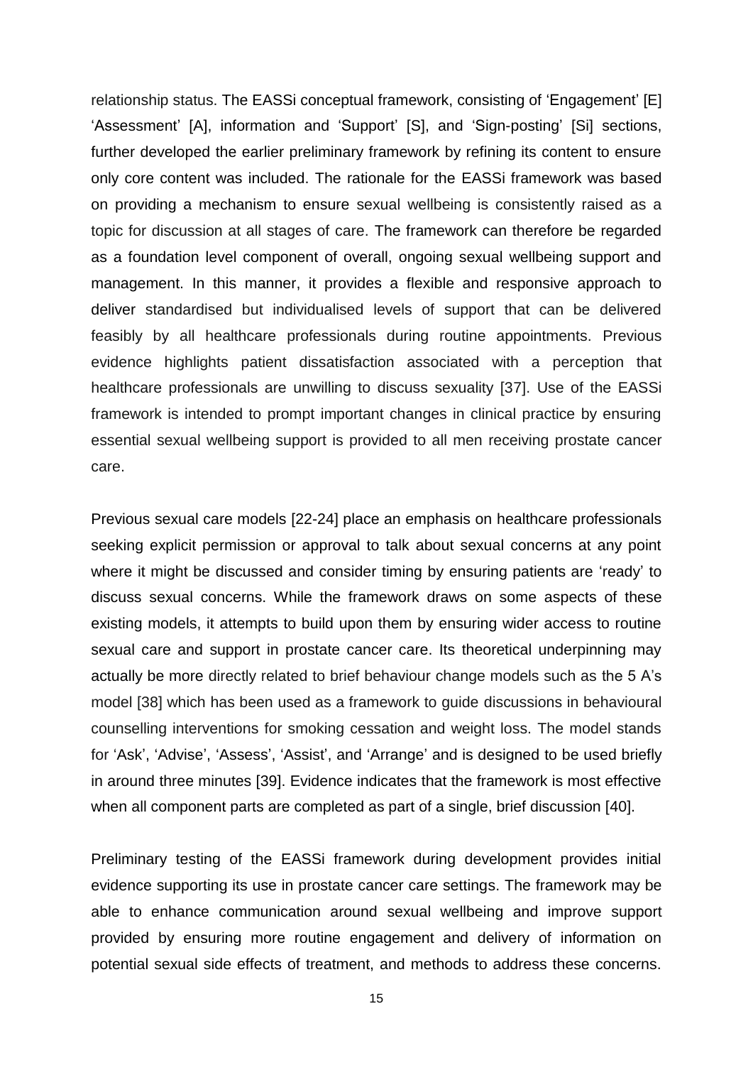relationship status. The EASSi conceptual framework, consisting of 'Engagement' [E] 'Assessment' [A], information and 'Support' [S], and 'Sign-posting' [Si] sections, further developed the earlier preliminary framework by refining its content to ensure only core content was included. The rationale for the EASSi framework was based on providing a mechanism to ensure sexual wellbeing is consistently raised as a topic for discussion at all stages of care. The framework can therefore be regarded as a foundation level component of overall, ongoing sexual wellbeing support and management. In this manner, it provides a flexible and responsive approach to deliver standardised but individualised levels of support that can be delivered feasibly by all healthcare professionals during routine appointments. Previous evidence highlights patient dissatisfaction associated with a perception that healthcare professionals are unwilling to discuss sexuality [37]. Use of the EASSi framework is intended to prompt important changes in clinical practice by ensuring essential sexual wellbeing support is provided to all men receiving prostate cancer care.

Previous sexual care models [22-24] place an emphasis on healthcare professionals seeking explicit permission or approval to talk about sexual concerns at any point where it might be discussed and consider timing by ensuring patients are 'ready' to discuss sexual concerns. While the framework draws on some aspects of these existing models, it attempts to build upon them by ensuring wider access to routine sexual care and support in prostate cancer care. Its theoretical underpinning may actually be more directly related to brief behaviour change models such as the 5 A's model [38] which has been used as a framework to guide discussions in behavioural counselling interventions for smoking cessation and weight loss. The model stands for 'Ask', 'Advise', 'Assess', 'Assist', and 'Arrange' and is designed to be used briefly in around three minutes [39]. Evidence indicates that the framework is most effective when all component parts are completed as part of a single, brief discussion [40].

Preliminary testing of the EASSi framework during development provides initial evidence supporting its use in prostate cancer care settings. The framework may be able to enhance communication around sexual wellbeing and improve support provided by ensuring more routine engagement and delivery of information on potential sexual side effects of treatment, and methods to address these concerns.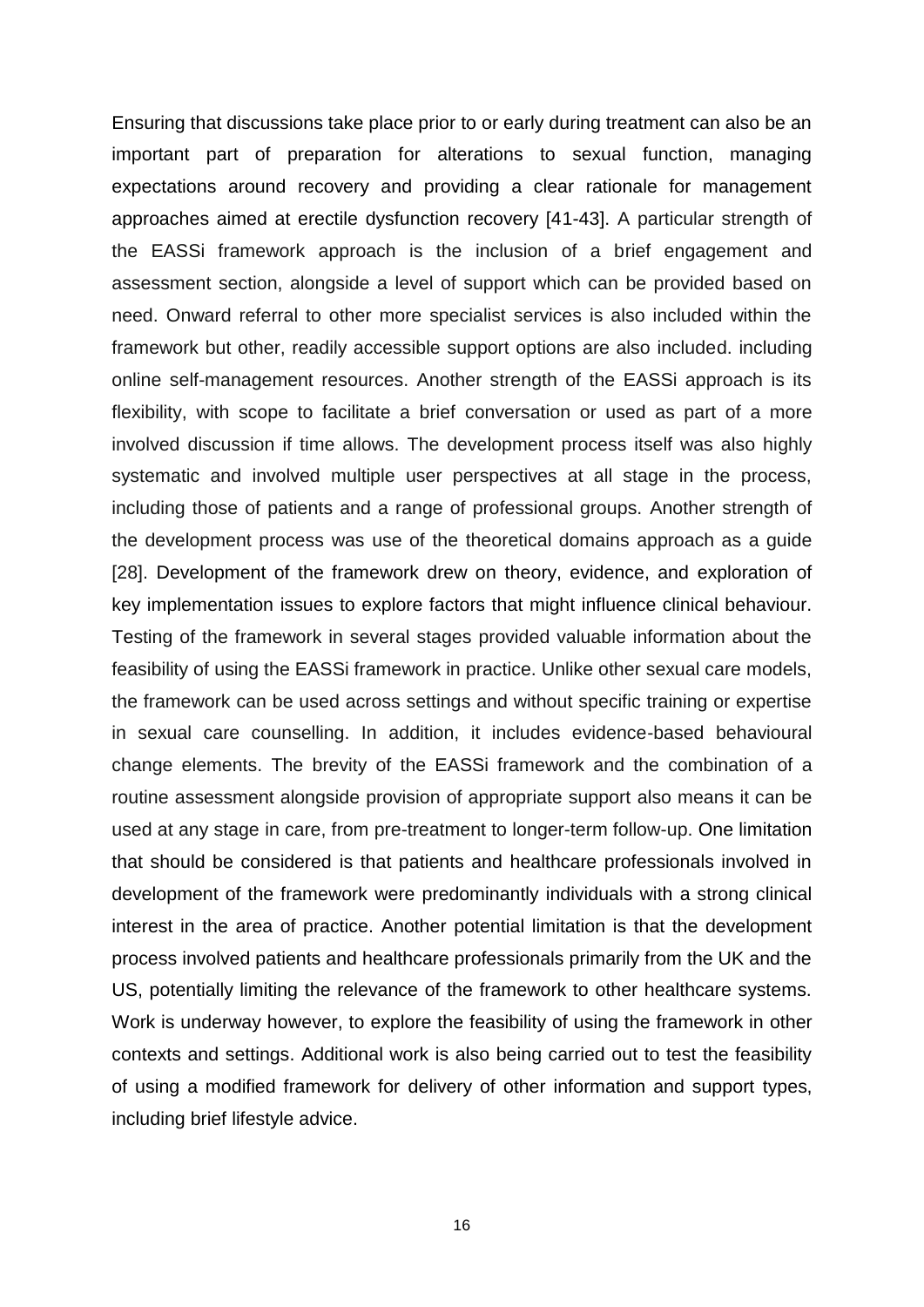Ensuring that discussions take place prior to or early during treatment can also be an important part of preparation for alterations to sexual function, managing expectations around recovery and providing a clear rationale for management approaches aimed at erectile dysfunction recovery [41-43]. A particular strength of the EASSi framework approach is the inclusion of a brief engagement and assessment section, alongside a level of support which can be provided based on need. Onward referral to other more specialist services is also included within the framework but other, readily accessible support options are also included. including online self-management resources. Another strength of the EASSi approach is its flexibility, with scope to facilitate a brief conversation or used as part of a more involved discussion if time allows. The development process itself was also highly systematic and involved multiple user perspectives at all stage in the process, including those of patients and a range of professional groups. Another strength of the development process was use of the theoretical domains approach as a guide [28]. Development of the framework drew on theory, evidence, and exploration of key implementation issues to explore factors that might influence clinical behaviour. Testing of the framework in several stages provided valuable information about the feasibility of using the EASSi framework in practice. Unlike other sexual care models, the framework can be used across settings and without specific training or expertise in sexual care counselling. In addition, it includes evidence-based behavioural change elements. The brevity of the EASSi framework and the combination of a routine assessment alongside provision of appropriate support also means it can be used at any stage in care, from pre-treatment to longer-term follow-up. One limitation that should be considered is that patients and healthcare professionals involved in development of the framework were predominantly individuals with a strong clinical interest in the area of practice. Another potential limitation is that the development process involved patients and healthcare professionals primarily from the UK and the US, potentially limiting the relevance of the framework to other healthcare systems. Work is underway however, to explore the feasibility of using the framework in other contexts and settings. Additional work is also being carried out to test the feasibility of using a modified framework for delivery of other information and support types, including brief lifestyle advice.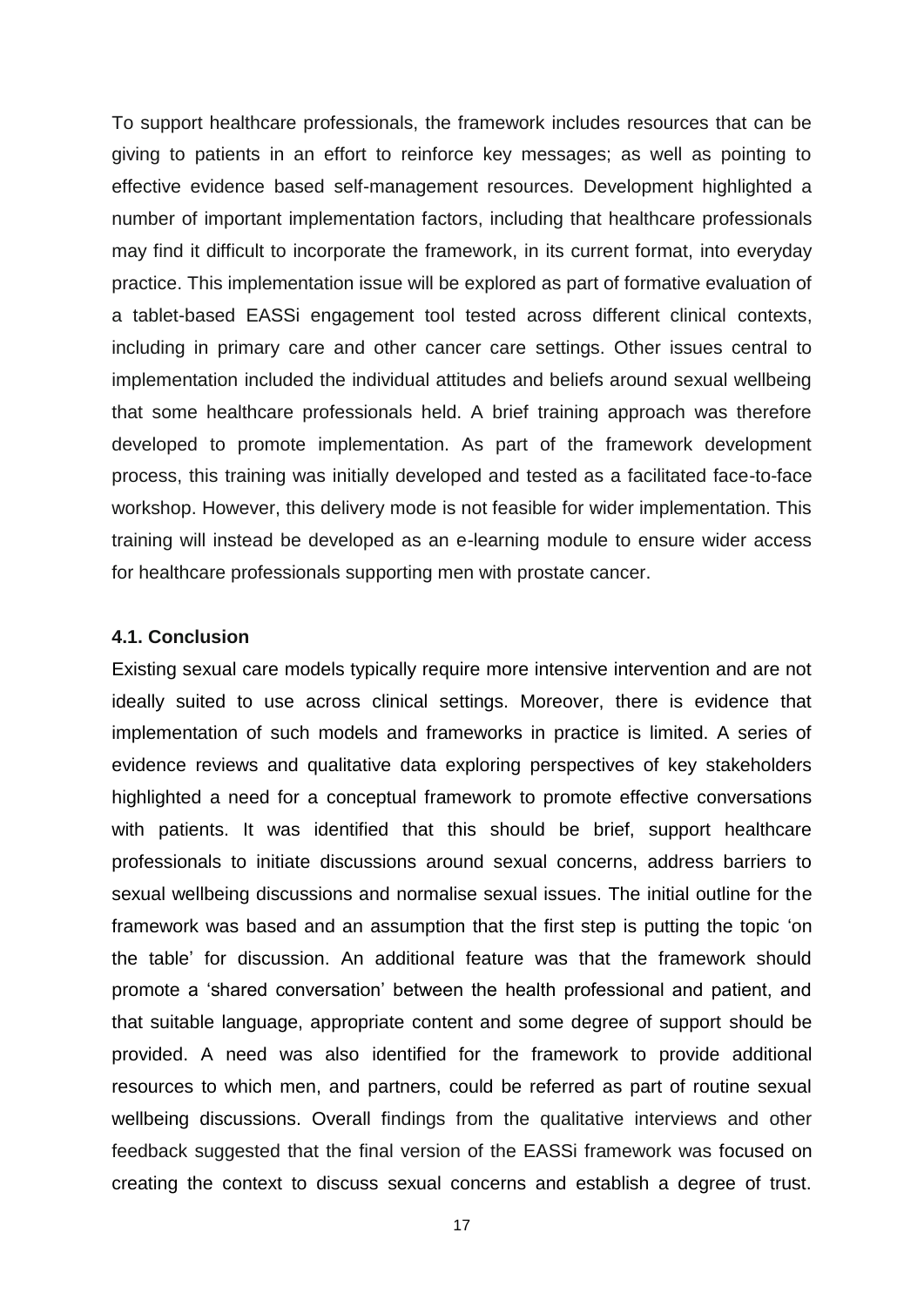To support healthcare professionals, the framework includes resources that can be giving to patients in an effort to reinforce key messages; as well as pointing to effective evidence based self-management resources. Development highlighted a number of important implementation factors, including that healthcare professionals may find it difficult to incorporate the framework, in its current format, into everyday practice. This implementation issue will be explored as part of formative evaluation of a tablet-based EASSi engagement tool tested across different clinical contexts, including in primary care and other cancer care settings. Other issues central to implementation included the individual attitudes and beliefs around sexual wellbeing that some healthcare professionals held. A brief training approach was therefore developed to promote implementation. As part of the framework development process, this training was initially developed and tested as a facilitated face-to-face workshop. However, this delivery mode is not feasible for wider implementation. This training will instead be developed as an e-learning module to ensure wider access for healthcare professionals supporting men with prostate cancer.

### 4.1. Conclusion

Existing sexual care models typically require more intensive intervention and are not ideally suited to use across clinical settings. Moreover, there is evidence that implementation of such models and frameworks in practice is limited. A series of evidence reviews and qualitative data exploring perspectives of key stakeholders highlighted a need for a conceptual framework to promote effective conversations with patients. It was identified that this should be brief, support healthcare professionals to initiate discussions around sexual concerns, address barriers to sexual wellbeing discussions and normalise sexual issues. The initial outline for the framework was based and an assumption that the first step is putting the topic 'on the table' for discussion. An additional feature was that the framework should promote a 'shared conversation' between the health professional and patient, and that suitable language, appropriate content and some degree of support should be provided. A need was also identified for the framework to provide additional resources to which men, and partners, could be referred as part of routine sexual wellbeing discussions. Overall findings from the qualitative interviews and other feedback suggested that the final version of the EASSi framework was focused on creating the context to discuss sexual concerns and establish a degree of trust.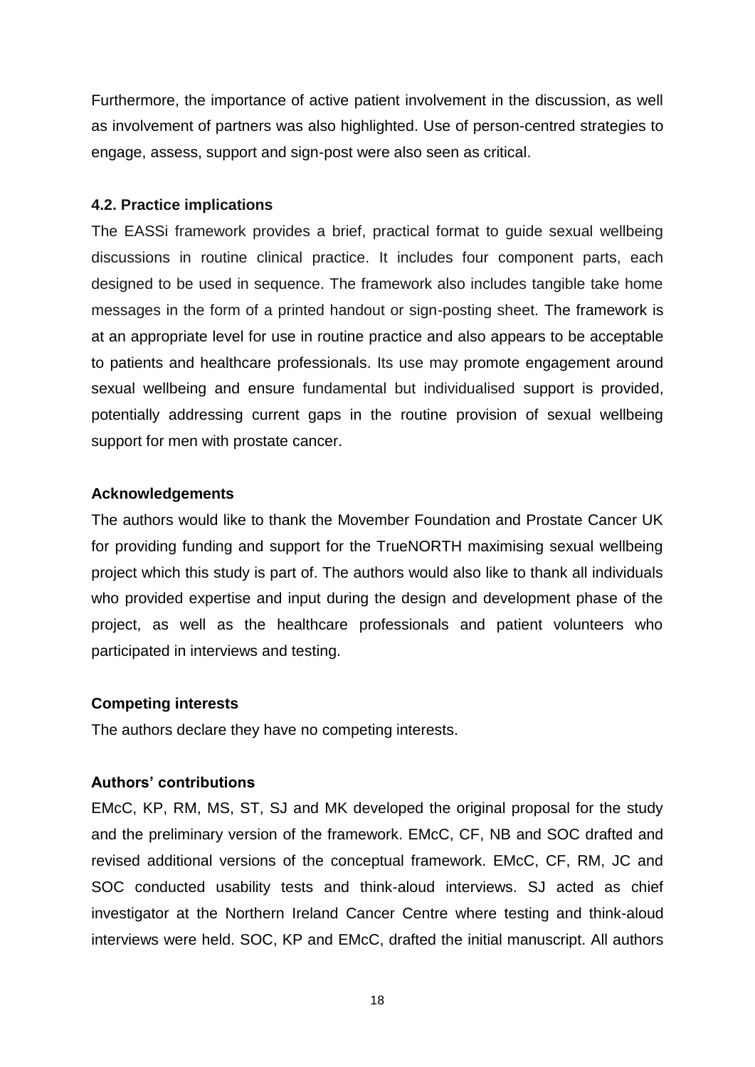Furthermore, the importance of active patient involvement in the discussion, as well as involvement of partners was also highlighted. Use of person-centred strategies to engage, assess, support and sign-post were also seen as critical.

### 4.2. Practice implications

The EASSi framework provides a brief, practical format to guide sexual wellbeing discussions in routine clinical practice. It includes four component parts, each designed to be used in sequence. The framework also includes tangible take home messages in the form of a printed handout or sign-posting sheet. The framework is at an appropriate level for use in routine practice and also appears to be acceptable to patients and healthcare professionals. Its use may promote engagement around sexual wellbeing and ensure fundamental but individualised support is provided, potentially addressing current gaps in the routine provision of sexual wellbeing support for men with prostate cancer.

### Acknowledgements

The authors would like to thank the Movember Foundation and Prostate Cancer UK for providing funding and support for the TrueNORTH maximising sexual wellbeing project which this study is part of. The authors would also like to thank all individuals who provided expertise and input during the design and development phase of the project, as well as the healthcare professionals and patient volunteers who participated in interviews and testing.

### Competing interests

The authors declare they have no competing interests.

### Authors' contributions

EMcC, KP, RM, MS, ST, SJ and MK developed the original proposal for the study and the preliminary version of the framework. EMcC, CF, NB and SOC drafted and revised additional versions of the conceptual framework. EMcC, CF, RM, JC and SOC conducted usability tests and think-aloud interviews. SJ acted as chief investigator at the Northern Ireland Cancer Centre where testing and think-aloud interviews were held. SOC, KP and EMcC, drafted the initial manuscript. All authors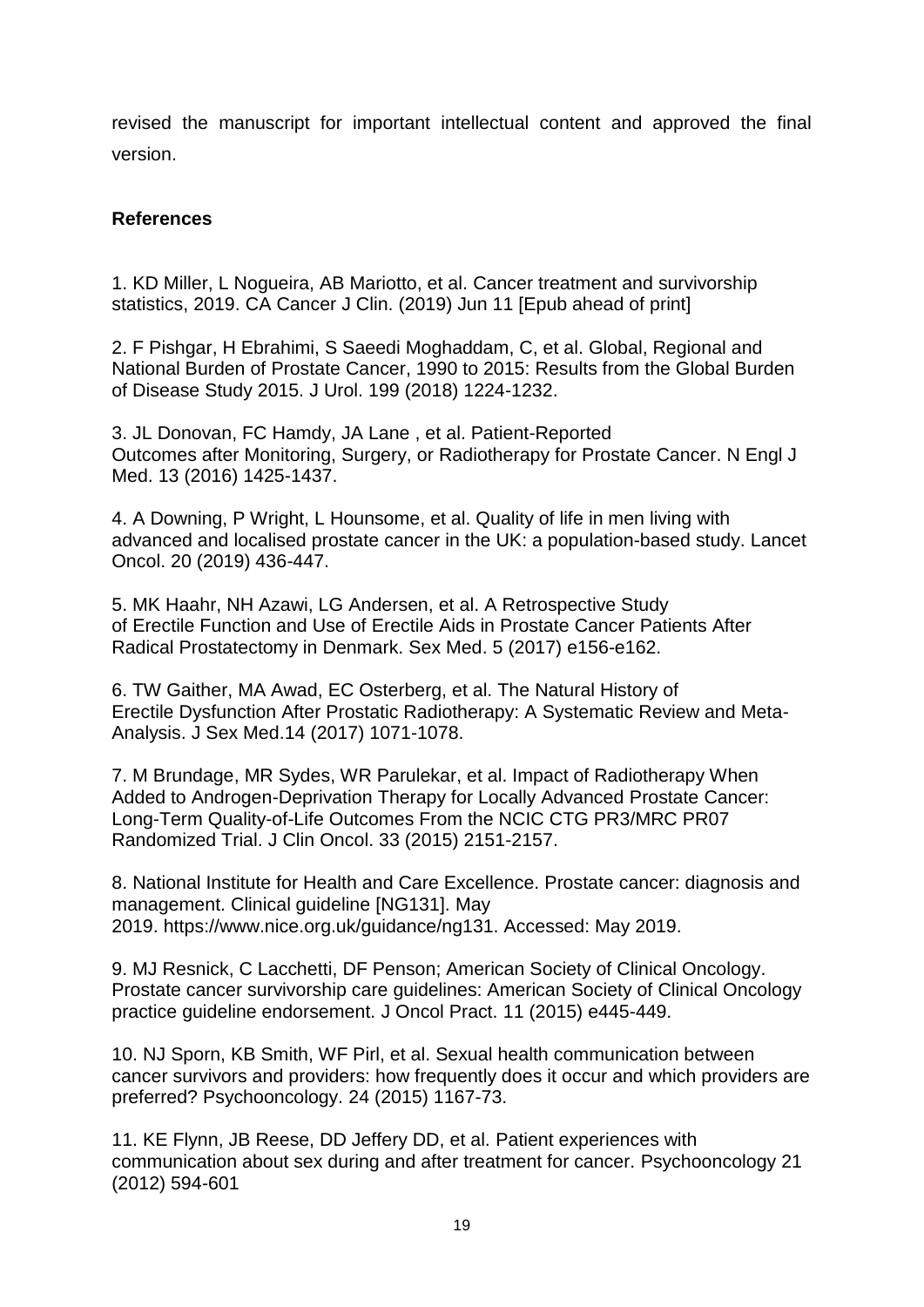revised the manuscript for important intellectual content and approved the final version.

**References**

1. KD Miller, L Nogueira, AB Mariotto, et al. Cancer treatment and survivorship statistics, 2019. CA Cancer J Clin. (2019) Jun 11 [Epub ahead of print]

2. F Pishgar, H Ebrahimi, S Saeedi Moghaddam, C, et al. Global, Regional and National Burden of Prostate Cancer, 1990 to 2015: Results from the Global Burden of Disease Study 2015. J Urol. 199 (2018) 1224-1232.

3. JL Donovan, FC Hamdy, JA Lane , et al. Patient-Reported Outcomes after Monitoring, Surgery, or Radiotherapy for Prostate Cancer. N Engl J Med. 13 (2016) 1425-1437.

4. A Downing, P Wright, L Hounsome, et al. Quality of life in men living with advanced and localised prostate cancer in the UK: a population-based study. Lancet Oncol. 20 (2019) 436-447.

5. MK Haahr, NH Azawi, LG Andersen, et al. A Retrospective Study of Erectile Function and Use of Erectile Aids in Prostate Cancer Patients After Radical Prostatectomy in Denmark. Sex Med. 5 (2017) e156-e162.

6. TW Gaither, MA Awad, EC Osterberg, et al. The Natural History of Erectile Dysfunction After Prostatic Radiotherapy: A Systematic Review and Meta-Analysis. J Sex Med.14 (2017) 1071-1078.

7. M Brundage, MR Sydes, WR Parulekar, et al. Impact of Radiotherapy When Added to Androgen-Deprivation Therapy for Locally Advanced Prostate Cancer: Long-Term Quality-of-Life Outcomes From the NCIC CTG PR3/MRC PR07 Randomized Trial. J Clin Oncol. 33 (2015) 2151-2157.

8. National Institute for Health and Care Excellence. Prostate cancer: diagnosis and management. Clinical guideline [NG131]. May 2019. https://www.nice.org.uk/guidance/ng131. Accessed: May 2019.

9. MJ Resnick, C Lacchetti, DF Penson; American Society of Clinical Oncology. Prostate cancer survivorship care guidelines: American Society of Clinical Oncology practice guideline endorsement. J Oncol Pract. 11 (2015) e445-449.

10. NJ Sporn, KB Smith, WF Pirl, et al. Sexual health communication between cancer survivors and providers: how frequently does it occur and which providers are preferred? Psychooncology. 24 (2015) 1167-73.

11. KE Flynn, JB Reese, DD Jeffery DD, et al. Patient experiences with communication about sex during and after treatment for cancer. Psychooncology 21 (2012) 594-601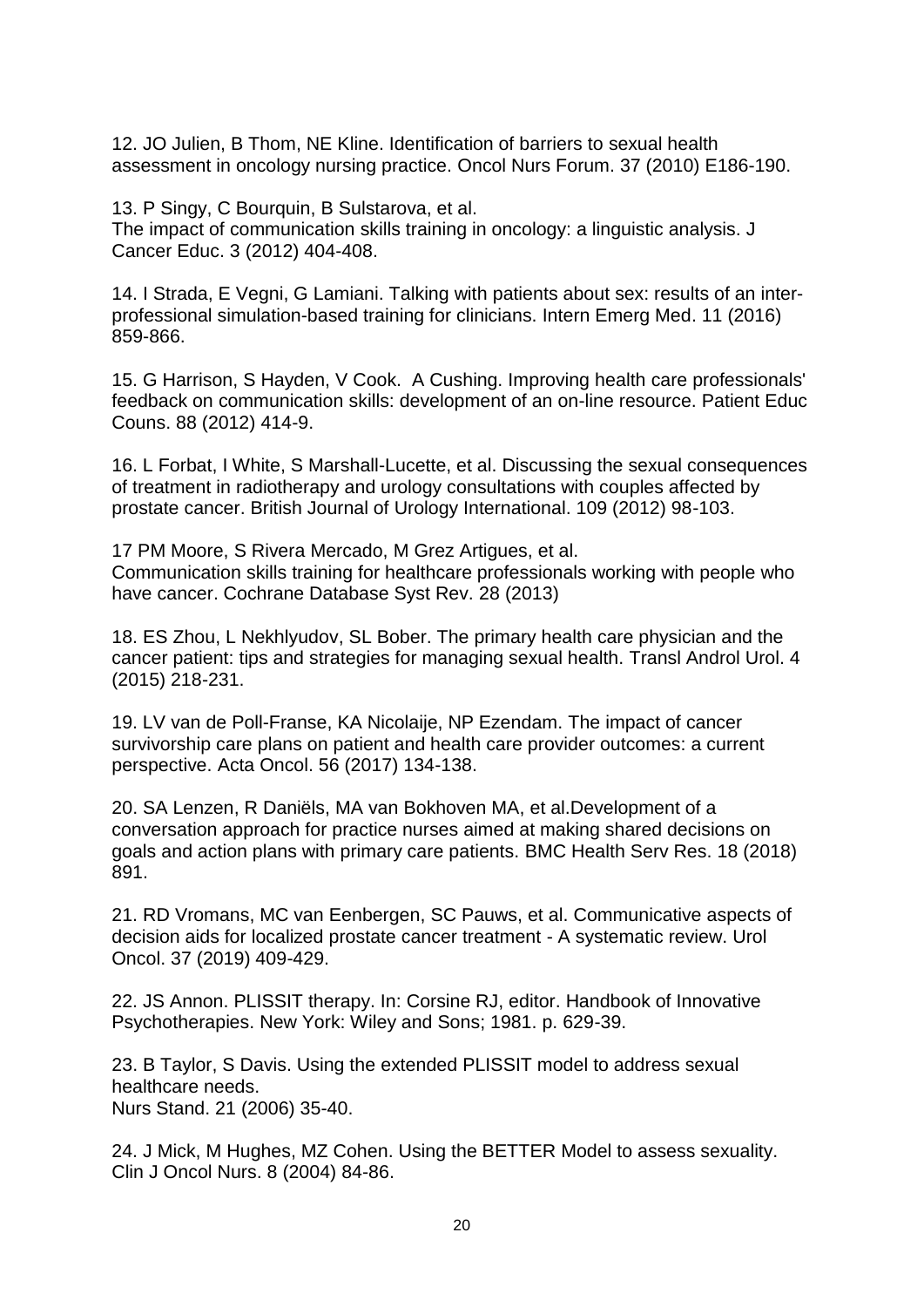12. JO Julien, B Thom, NE Kline. Identification of barriers to sexual health assessment in oncology nursing practice. Oncol Nurs Forum. 37 (2010) E186-190.

13. P Singy, C Bourquin, B Sulstarova, et al. The impact of communication skills training in oncology: a linguistic analysis. J Cancer Educ. 3 (2012) 404-408.

14. I Strada, E Vegni, G Lamiani. Talking with patients about sex: results of an inter-professional simulation-based training for clinicians. Intern Emerg Med. 11 (2016) 859-866.

15. G Harrison, S Hayden, V Cook. A Cushing. Improving health care professionals' feedback on communication skills: development of an on-line resource. Patient Educ Couns. 88 (2012) 414-9.

16. L Forbat, I White, S Marshall-Lucette, et al. Discussing the sexual consequences of treatment in radiotherapy and urology consultations with couples affected by prostate cancer. British Journal of Urology International. 109 (2012) 98-103.

17 PM Moore, S Rivera Mercado, M Grez Artigues, et al. Communication skills training for healthcare professionals working with people who have cancer. Cochrane Database Syst Rev. 28 (2013)

18. ES Zhou, L Nekhlyudov, SL Bober. The primary health care physician and the cancer patient: tips and strategies for managing sexual health. Transl Androl Urol. 4 (2015) 218-231.

19. LV van de Poll-Franse, KA Nicolaije, NP Ezendam. The impact of cancer survivorship care plans on patient and health care provider outcomes: a current perspective. Acta Oncol. 56 (2017) 134-138.

20. SA Lenzen, R Daniëls, MA van Bokhoven MA, et al.Development of a conversation approach for practice nurses aimed at making shared decisions on goals and action plans with primary care patients. BMC Health Serv Res. 18 (2018) 891.

21. RD Vromans, MC van Eenbergen, SC Pauws, et al. Communicative aspects of decision aids for localized prostate cancer treatment - A systematic review. Urol Oncol. 37 (2019) 409-429.

22. JS Annon. PLISSIT therapy. In: Corsine RJ, editor. Handbook of Innovative Psychotherapies. New York: Wiley and Sons; 1981. p. 629-39.

23. B Taylor, S Davis. Using the extended PLISSIT model to address sexual healthcare needs.
Nurs Stand. 21 (2006) 35-40.

24. J Mick, M Hughes, MZ Cohen. Using the BETTER Model to assess sexuality. Clin J Oncol Nurs. 8 (2004) 84-86.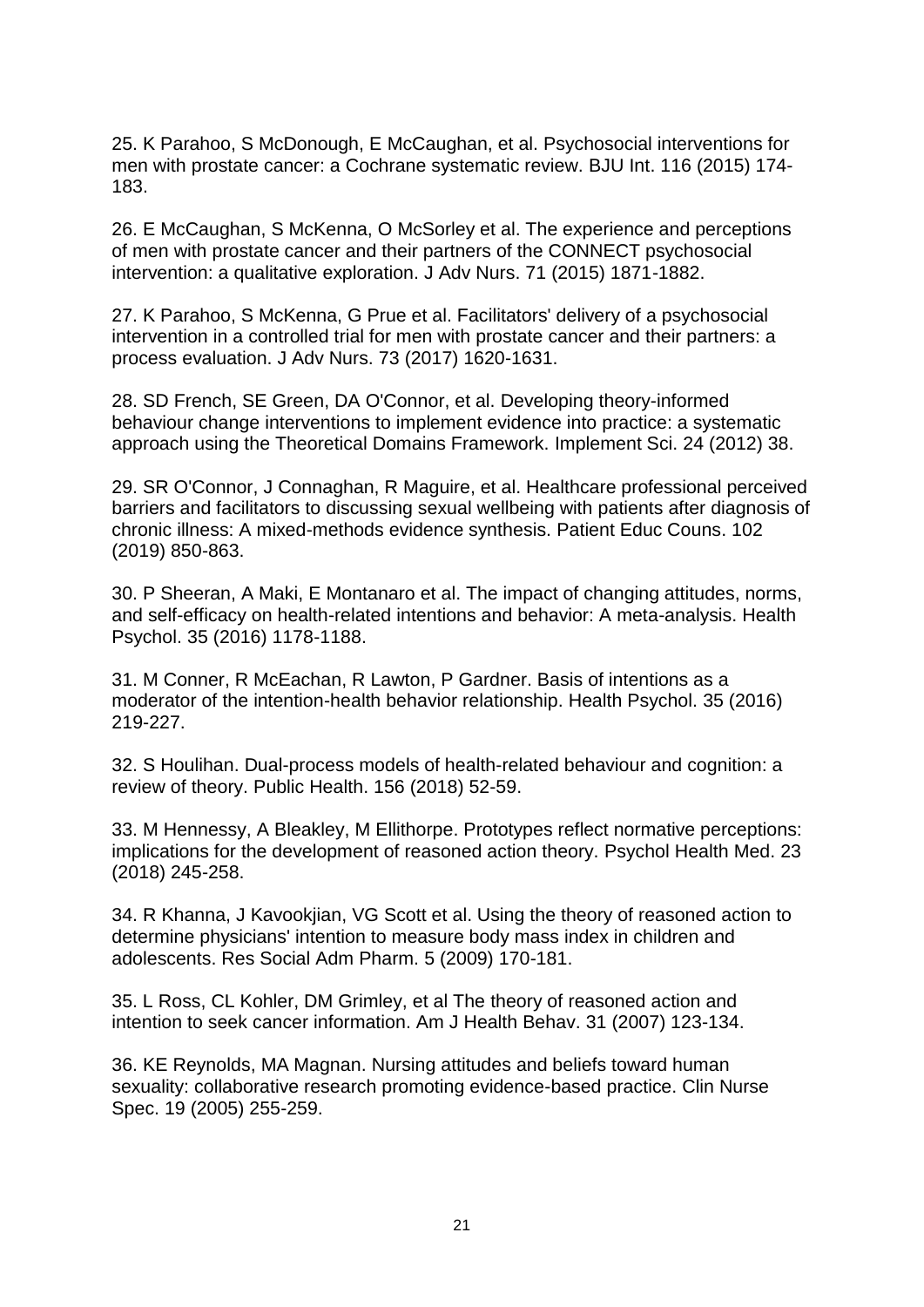25. K Parahoo, S McDonough, E McCaughan, et al. Psychosocial interventions for men with prostate cancer: a Cochrane systematic review. BJU Int. 116 (2015) 174-183.

26. E McCaughan, S McKenna, O McSorley et al. The experience and perceptions of men with prostate cancer and their partners of the CONNECT psychosocial intervention: a qualitative exploration. J Adv Nurs. 71 (2015) 1871-1882.

27. K Parahoo, S McKenna, G Prue et al. Facilitators' delivery of a psychosocial intervention in a controlled trial for men with prostate cancer and their partners: a process evaluation. J Adv Nurs. 73 (2017) 1620-1631.

28. SD French, SE Green, DA O'Connor, et al. Developing theory-informed behaviour change interventions to implement evidence into practice: a systematic approach using the Theoretical Domains Framework. Implement Sci. 24 (2012) 38.

29. SR O'Connor, J Connaghan, R Maguire, et al. Healthcare professional perceived barriers and facilitators to discussing sexual wellbeing with patients after diagnosis of chronic illness: A mixed-methods evidence synthesis. Patient Educ Couns. 102 (2019) 850-863.

30. P Sheeran, A Maki, E Montanaro et al. The impact of changing attitudes, norms, and self-efficacy on health-related intentions and behavior: A meta-analysis. Health Psychol. 35 (2016) 1178-1188.

31. M Conner, R McEachan, R Lawton, P Gardner. Basis of intentions as a moderator of the intention-health behavior relationship. Health Psychol. 35 (2016) 219-227.

32. S Houlihan. Dual-process models of health-related behaviour and cognition: a review of theory. Public Health. 156 (2018) 52-59.

33. M Hennessy, A Bleakley, M Ellithorpe. Prototypes reflect normative perceptions: implications for the development of reasoned action theory. Psychol Health Med. 23 (2018) 245-258.

34. R Khanna, J Kavookjian, VG Scott et al. Using the theory of reasoned action to determine physicians' intention to measure body mass index in children and adolescents. Res Social Adm Pharm. 5 (2009) 170-181.

35. L Ross, CL Kohler, DM Grimley, et al The theory of reasoned action and intention to seek cancer information. Am J Health Behav. 31 (2007) 123-134.

36. KE Reynolds, MA Magnan. Nursing attitudes and beliefs toward human sexuality: collaborative research promoting evidence-based practice. Clin Nurse Spec. 19 (2005) 255-259.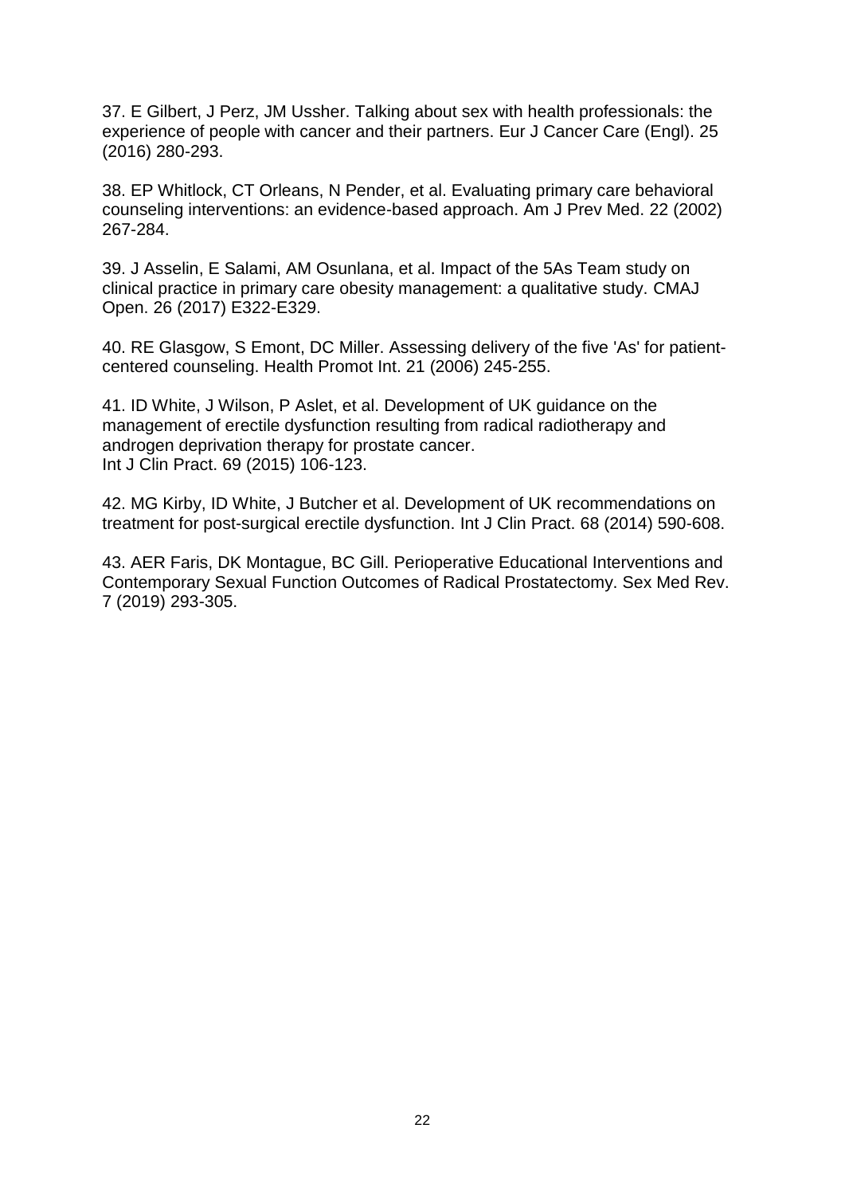37. E Gilbert, J Perz, JM Ussher. Talking about sex with health professionals: the experience of people with cancer and their partners. Eur J Cancer Care (Engl). 25 (2016) 280-293.

38. EP Whitlock, CT Orleans, N Pender, et al. Evaluating primary care behavioral counseling interventions: an evidence-based approach. Am J Prev Med. 22 (2002) 267-284.

39. J Asselin, E Salami, AM Osunlana, et al. Impact of the 5As Team study on clinical practice in primary care obesity management: a qualitative study. CMAJ Open. 26 (2017) E322-E329.

40. RE Glasgow, S Emont, DC Miller. Assessing delivery of the five 'As' for patient-centered counseling. Health Promot Int. 21 (2006) 245-255.

41. ID White, J Wilson, P Aslet, et al. Development of UK guidance on the management of erectile dysfunction resulting from radical radiotherapy and androgen deprivation therapy for prostate cancer. Int J Clin Pract. 69 (2015) 106-123.

42. MG Kirby, ID White, J Butcher et al. Development of UK recommendations on treatment for post-surgical erectile dysfunction. Int J Clin Pract. 68 (2014) 590-608.

43. AER Faris, DK Montague, BC Gill. Perioperative Educational Interventions and Contemporary Sexual Function Outcomes of Radical Prostatectomy. Sex Med Rev. 7 (2019) 293-305.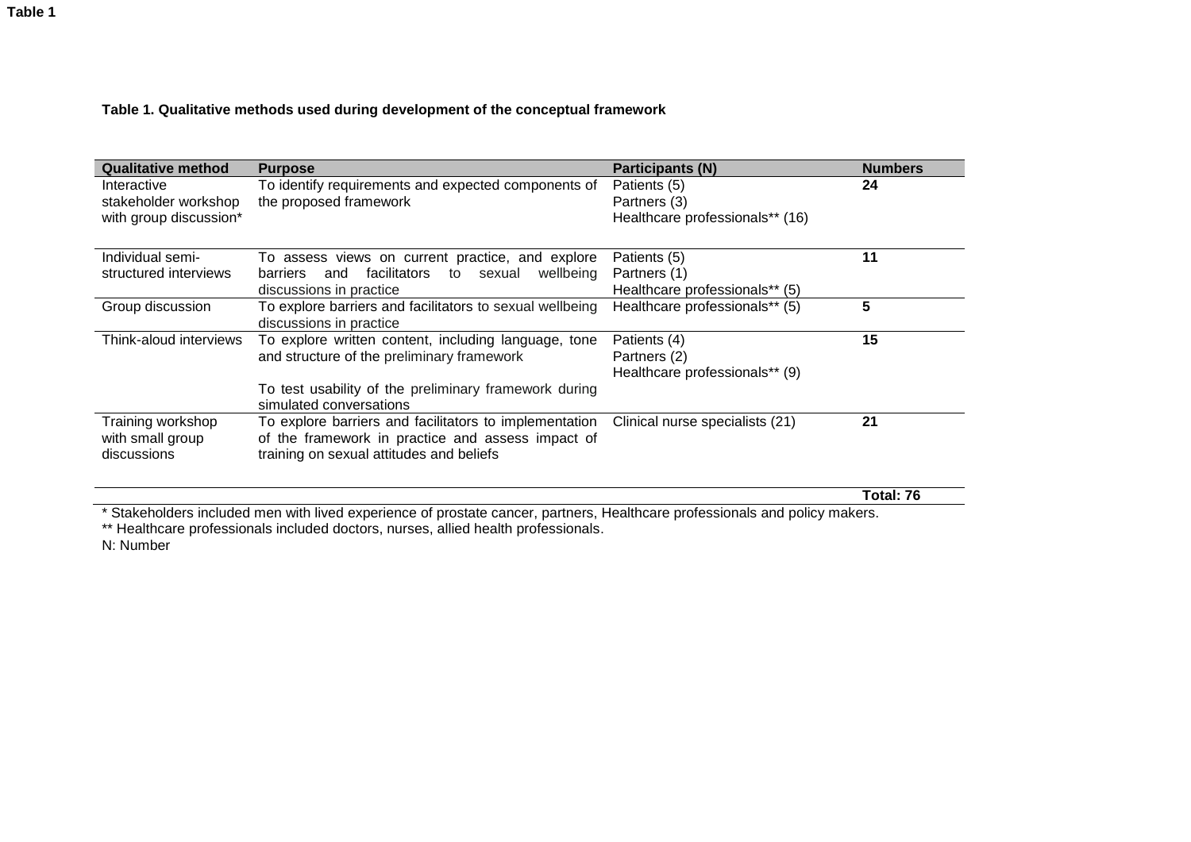**Table 1**

**Table 1. Qualitative methods used during development of the conceptual framework**

| Qualitative method | Purpose | Participants (N) | Numbers |
|---|---|---|---|
| Interactive stakeholder workshop with group discussion* | To identify requirements and expected components of the proposed framework | Patients (5)<br>Partners (3)<br>Healthcare professionals** (16) | **24** |
| Individual semi-structured interviews | To assess views on current practice, and explore barriers and facilitators to sexual wellbeing discussions in practice | Patients (5)<br>Partners (1)<br>Healthcare professionals** (5) | **11** |
| Group discussion | To explore barriers and facilitators to sexual wellbeing discussions in practice | Healthcare professionals** (5) | **5** |
| Think-aloud interviews | To explore written content, including language, tone and structure of the preliminary framework<br><br>To test usability of the preliminary framework during simulated conversations | Patients (4)<br>Partners (2)<br>Healthcare professionals** (9) | **15** |
| Training workshop with small group discussions | To explore barriers and facilitators to implementation of the framework in practice and assess impact of training on sexual attitudes and beliefs | Clinical nurse specialists (21) | **21** |
| | | | **Total: 76** |

* Stakeholders included men with lived experience of prostate cancer, partners, Healthcare professionals and policy makers.
** Healthcare professionals included doctors, nurses, allied health professionals.
N: Number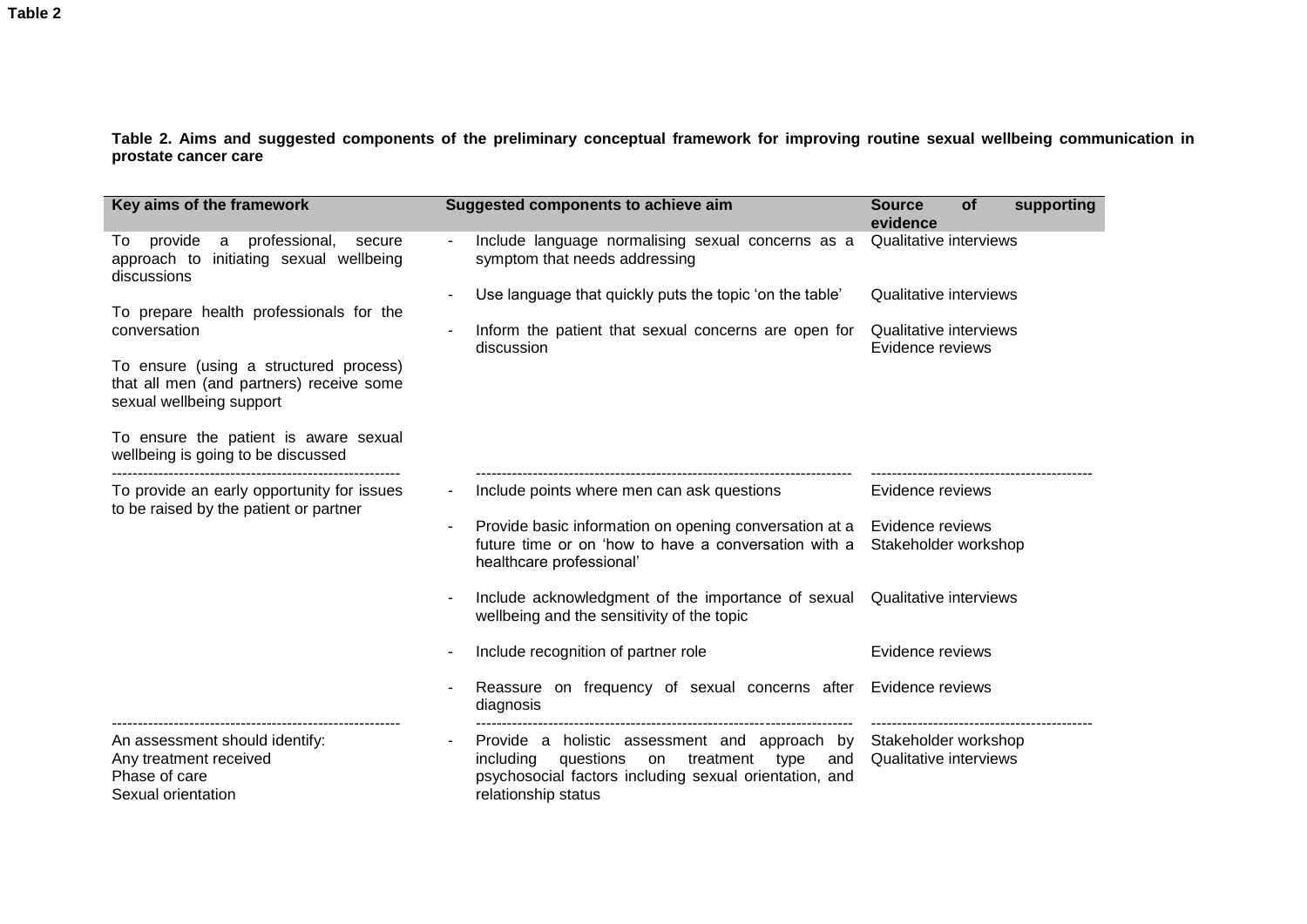**Table 2**

**Table 2. Aims and suggested components of the preliminary conceptual framework for improving routine sexual wellbeing communication in prostate cancer care**

| Key aims of the framework | Suggested components to achieve aim | Source of supporting evidence |
|---|---|---|
| To provide a professional, secure approach to initiating sexual wellbeing discussions<br><br>To prepare health professionals for the conversation<br><br>To ensure (using a structured process) that all men (and partners) receive some sexual wellbeing support<br><br>To ensure the patient is aware sexual wellbeing is going to be discussed | - Include language normalising sexual concerns as a symptom that needs addressing | Qualitative interviews |
| | - Use language that quickly puts the topic 'on the table' | Qualitative interviews |
| | - Inform the patient that sexual concerns are open for discussion | Qualitative interviews<br>Evidence reviews |
| To provide an early opportunity for issues to be raised by the patient or partner | - Include points where men can ask questions | Evidence reviews |
| | - Provide basic information on opening conversation at a future time or on 'how to have a conversation with a healthcare professional' | Evidence reviews<br>Stakeholder workshop |
| | - Include acknowledgment of the importance of sexual wellbeing and the sensitivity of the topic | Qualitative interviews |
| | - Include recognition of partner role | Evidence reviews |
| | - Reassure on frequency of sexual concerns after diagnosis | Evidence reviews |
| An assessment should identify:<br>Any treatment received<br>Phase of care<br>Sexual orientation | - Provide a holistic assessment and approach by including questions on treatment type and psychosocial factors including sexual orientation, and relationship status | Stakeholder workshop<br>Qualitative interviews |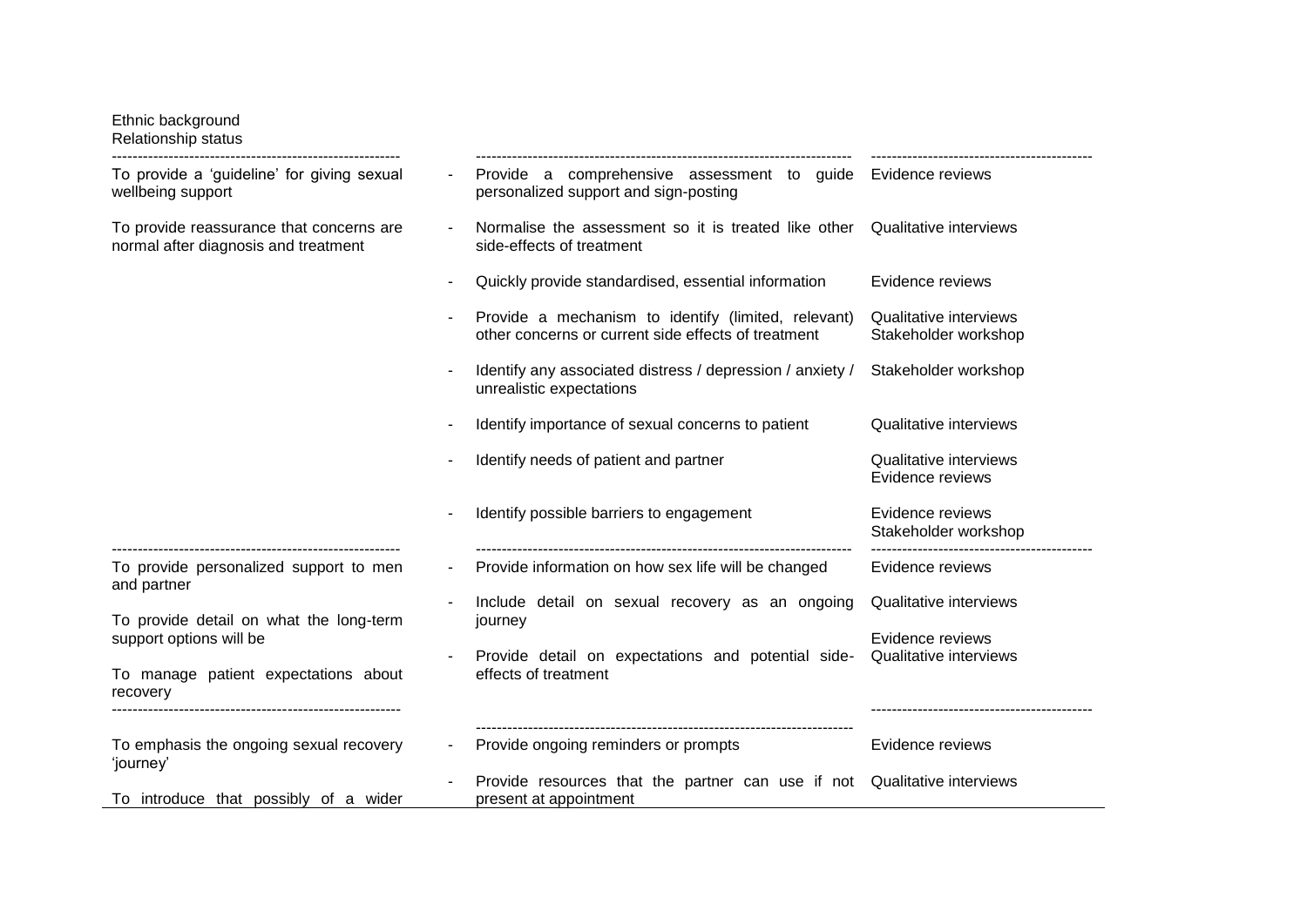Ethnic background
Relationship status

| | | |
|---|---|---|
| To provide a 'guideline' for giving sexual wellbeing support<br><br>To provide reassurance that concerns are normal after diagnosis and treatment | - Provide a comprehensive assessment to guide personalized support and sign-posting | Evidence reviews |
| | - Normalise the assessment so it is treated like other side-effects of treatment | Qualitative interviews |
| | - Quickly provide standardised, essential information | Evidence reviews |
| | - Provide a mechanism to identify (limited, relevant) other concerns or current side effects of treatment | Qualitative interviews<br>Stakeholder workshop |
| | - Identify any associated distress / depression / anxiety / unrealistic expectations | Stakeholder workshop |
| | - Identify importance of sexual concerns to patient | Qualitative interviews |
| | - Identify needs of patient and partner | Qualitative interviews<br>Evidence reviews |
| | - Identify possible barriers to engagement | Evidence reviews<br>Stakeholder workshop |
| To provide personalized support to men and partner<br><br>To provide detail on what the long-term support options will be<br><br>To manage patient expectations about recovery | - Provide information on how sex life will be changed | Evidence reviews |
| | - Include detail on sexual recovery as an ongoing journey | Qualitative interviews<br><br>Evidence reviews |
| | - Provide detail on expectations and potential side-effects of treatment | Qualitative interviews |
| To emphasis the ongoing sexual recovery 'journey'<br><br>To introduce that possibly of a wider | - Provide ongoing reminders or prompts | Evidence reviews |
| | - Provide resources that the partner can use if not present at appointment | Qualitative interviews |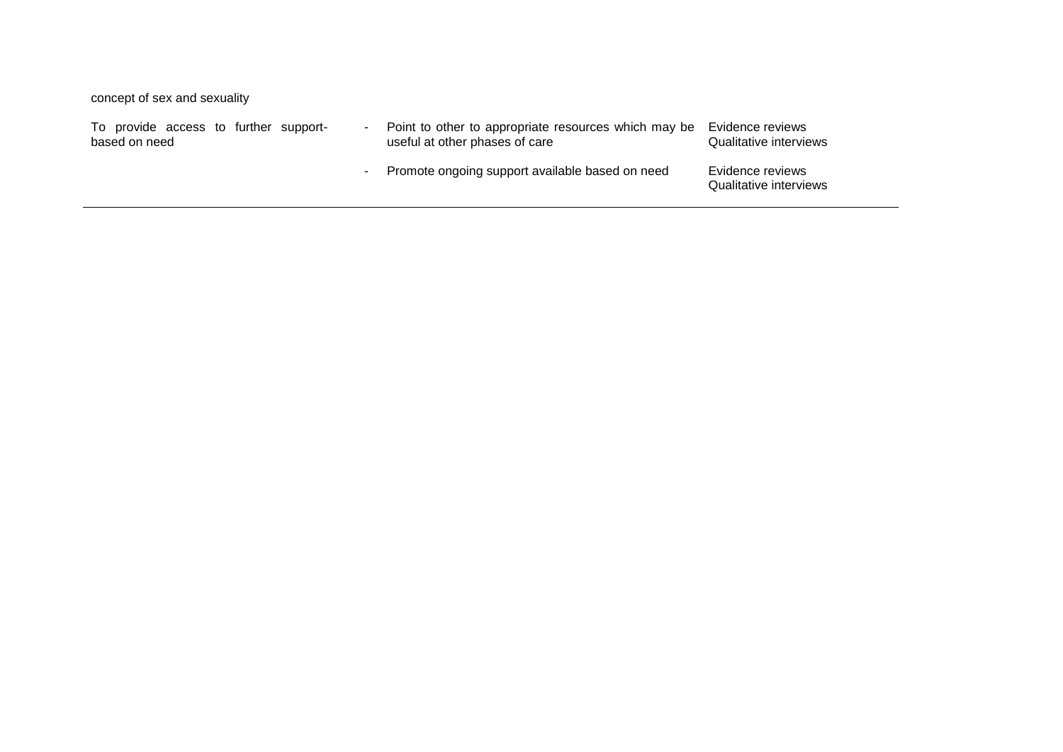| | | |
|---|---|---|
| concept of sex and sexuality | | |
| To provide access to further support-based on need | - Point to other to appropriate resources which may be useful at other phases of care | Evidence reviews<br>Qualitative interviews |
| | - Promote ongoing support available based on need | Evidence reviews<br>Qualitative interviews |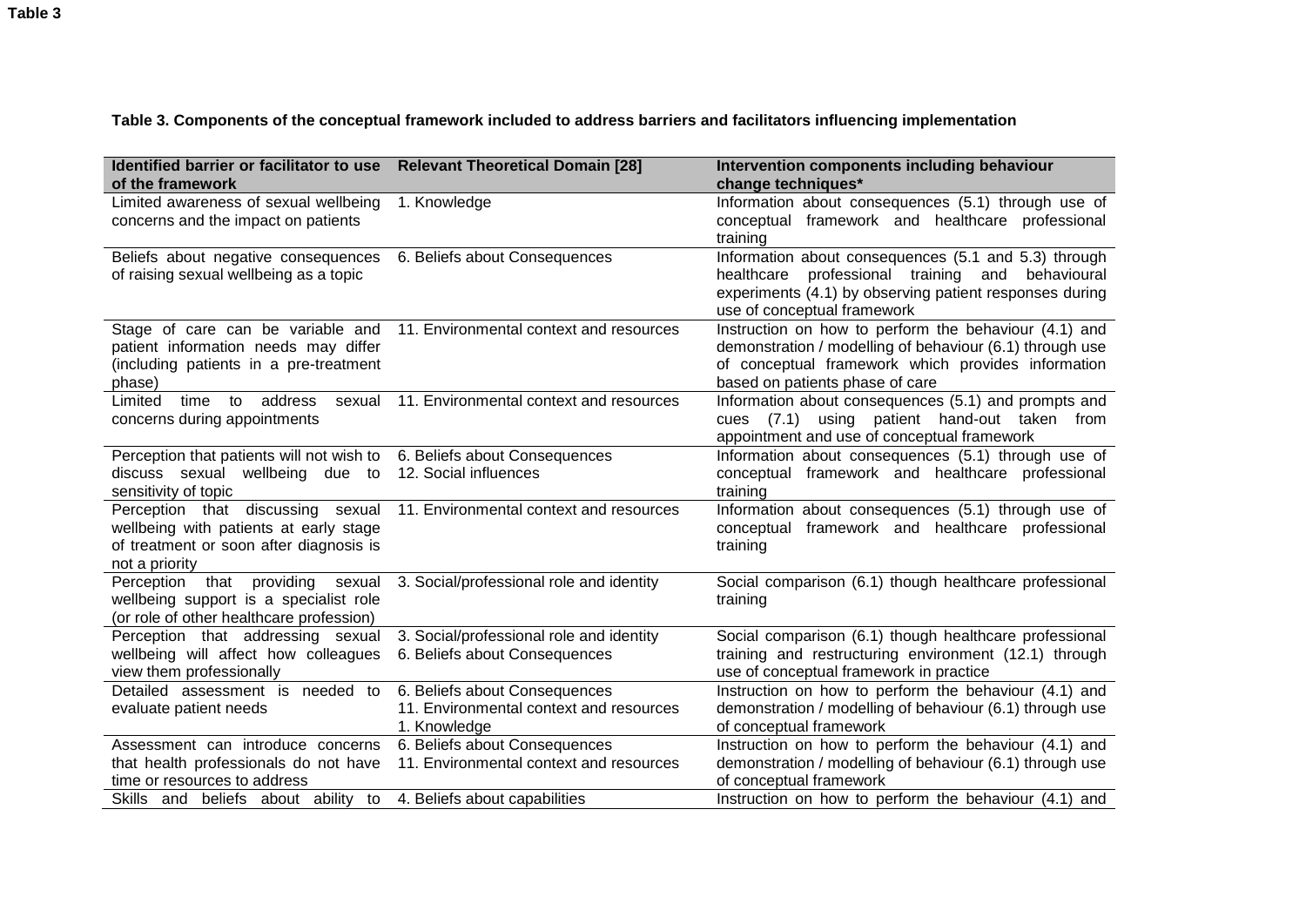**Table 3**

**Table 3. Components of the conceptual framework included to address barriers and facilitators influencing implementation**

| Identified barrier or facilitator to use of the framework | Relevant Theoretical Domain [28] | Intervention components including behaviour change techniques* |
|---|---|---|
| Limited awareness of sexual wellbeing concerns and the impact on patients | 1. Knowledge | Information about consequences (5.1) through use of conceptual framework and healthcare professional training |
| Beliefs about negative consequences of raising sexual wellbeing as a topic | 6. Beliefs about Consequences | Information about consequences (5.1 and 5.3) through healthcare professional training and behavioural experiments (4.1) by observing patient responses during use of conceptual framework |
| Stage of care can be variable and patient information needs may differ (including patients in a pre-treatment phase) | 11. Environmental context and resources | Instruction on how to perform the behaviour (4.1) and demonstration / modelling of behaviour (6.1) through use of conceptual framework which provides information based on patients phase of care |
| Limited time to address sexual concerns during appointments | 11. Environmental context and resources | Information about consequences (5.1) and prompts and cues (7.1) using patient hand-out taken from appointment and use of conceptual framework |
| Perception that patients will not wish to discuss sexual wellbeing due to sensitivity of topic | 6. Beliefs about Consequences<br>12. Social influences | Information about consequences (5.1) through use of conceptual framework and healthcare professional training |
| Perception that discussing sexual wellbeing with patients at early stage of treatment or soon after diagnosis is not a priority | 11. Environmental context and resources | Information about consequences (5.1) through use of conceptual framework and healthcare professional training |
| Perception that providing sexual wellbeing support is a specialist role (or role of other healthcare profession) | 3. Social/professional role and identity | Social comparison (6.1) though healthcare professional training |
| Perception that addressing sexual wellbeing will affect how colleagues view them professionally | 3. Social/professional role and identity<br>6. Beliefs about Consequences | Social comparison (6.1) though healthcare professional training and restructuring environment (12.1) through use of conceptual framework in practice |
| Detailed assessment is needed to evaluate patient needs | 6. Beliefs about Consequences<br>11. Environmental context and resources<br>1. Knowledge | Instruction on how to perform the behaviour (4.1) and demonstration / modelling of behaviour (6.1) through use of conceptual framework |
| Assessment can introduce concerns that health professionals do not have time or resources to address | 6. Beliefs about Consequences<br>11. Environmental context and resources | Instruction on how to perform the behaviour (4.1) and demonstration / modelling of behaviour (6.1) through use of conceptual framework |
| Skills and beliefs about ability to | 4. Beliefs about capabilities | Instruction on how to perform the behaviour (4.1) and |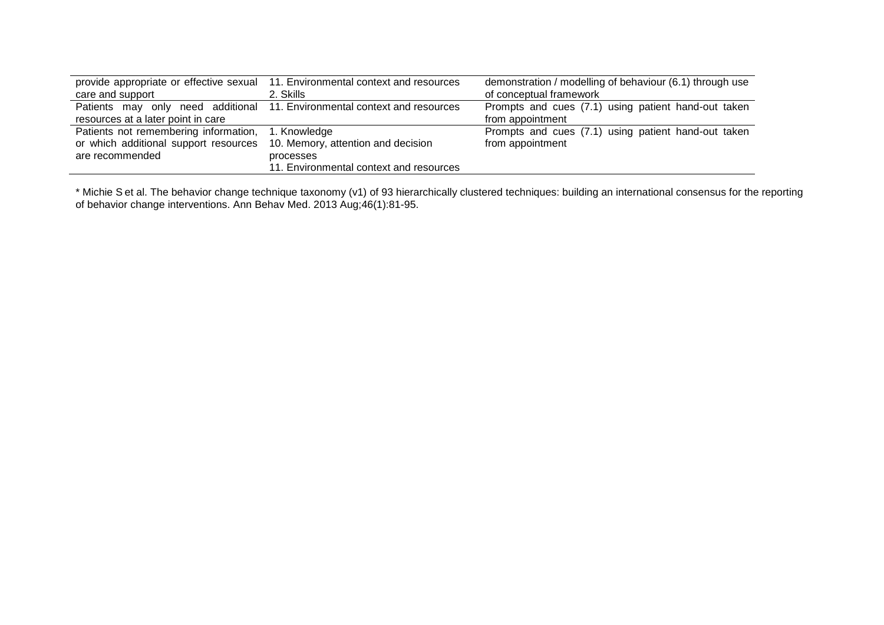| | | |
|---|---|---|
| provide appropriate or effective sexual care and support | 11. Environmental context and resources<br>2. Skills | demonstration / modelling of behaviour (6.1) through use of conceptual framework |
| Patients may only need additional resources at a later point in care | 11. Environmental context and resources | Prompts and cues (7.1) using patient hand-out taken from appointment |
| Patients not remembering information, or which additional support resources are recommended | 1. Knowledge<br>10. Memory, attention and decision processes<br>11. Environmental context and resources | Prompts and cues (7.1) using patient hand-out taken from appointment |

* Michie S et al. The behavior change technique taxonomy (v1) of 93 hierarchically clustered techniques: building an international consensus for the reporting of behavior change interventions. Ann Behav Med. 2013 Aug;46(1):81-95.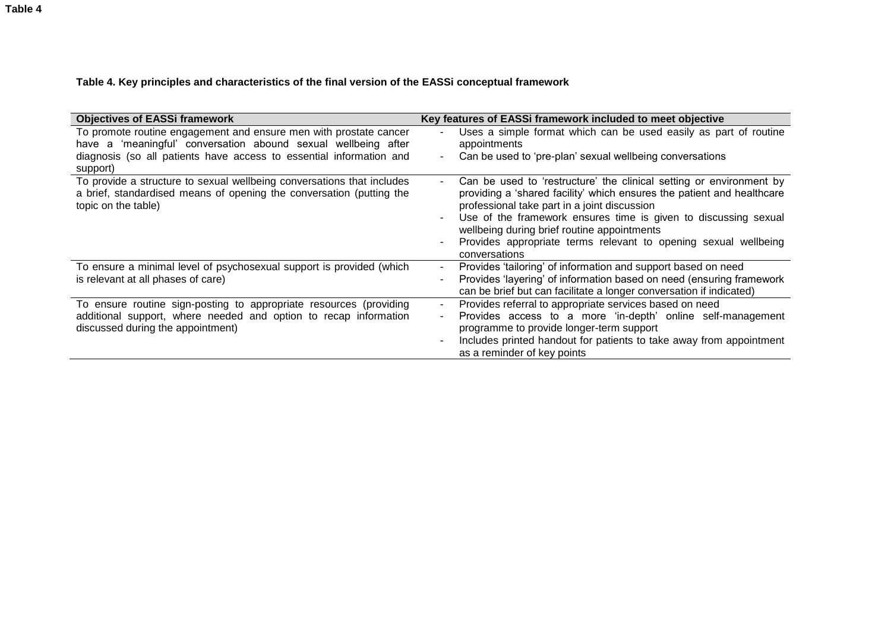**Table 4**

**Table 4. Key principles and characteristics of the final version of the EASSi conceptual framework**

| Objectives of EASSi framework | Key features of EASSi framework included to meet objective |
|---|---|
| To promote routine engagement and ensure men with prostate cancer have a 'meaningful' conversation abound sexual wellbeing after diagnosis (so all patients have access to essential information and support) | - Uses a simple format which can be used easily as part of routine appointments<br>- Can be used to 'pre-plan' sexual wellbeing conversations |
| To provide a structure to sexual wellbeing conversations that includes a brief, standardised means of opening the conversation (putting the topic on the table) | - Can be used to 'restructure' the clinical setting or environment by providing a 'shared facility' which ensures the patient and healthcare professional take part in a joint discussion<br>- Use of the framework ensures time is given to discussing sexual wellbeing during brief routine appointments<br>- Provides appropriate terms relevant to opening sexual wellbeing conversations |
| To ensure a minimal level of psychosexual support is provided (which is relevant at all phases of care) | - Provides 'tailoring' of information and support based on need<br>- Provides 'layering' of information based on need (ensuring framework can be brief but can facilitate a longer conversation if indicated) |
| To ensure routine sign-posting to appropriate resources (providing additional support, where needed and option to recap information discussed during the appointment) | - Provides referral to appropriate services based on need<br>- Provides access to a more 'in-depth' online self-management programme to provide longer-term support<br>- Includes printed handout for patients to take away from appointment as a reminder of key points |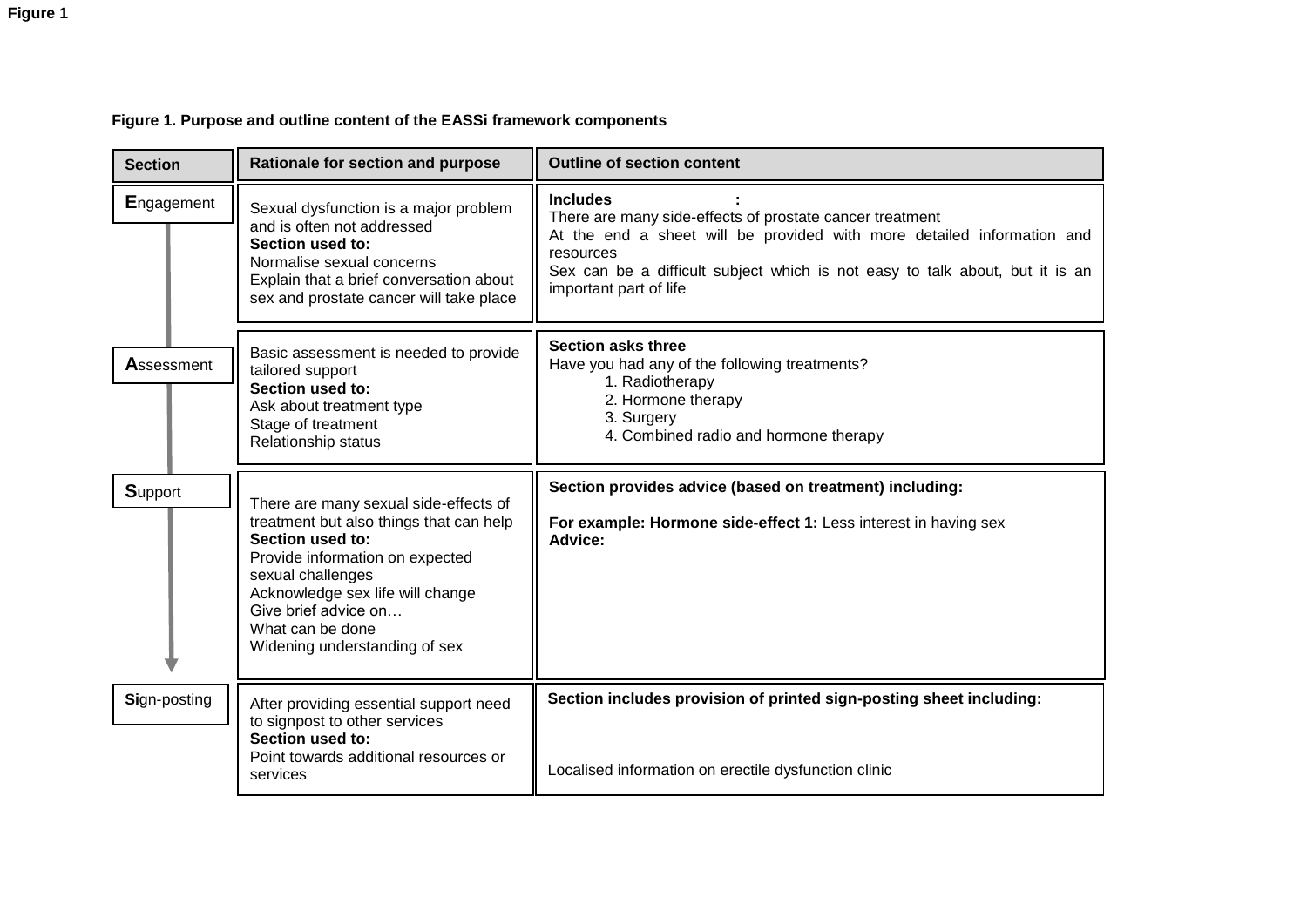**Figure 1**

**Figure 1. Purpose and outline content of the EASSi framework components**

| Section | Rationale for section and purpose | Outline of section content |
|---|---|---|
| **E**ngagement | Sexual dysfunction is a major problem and is often not addressed<br>**Section used to:**<br>Normalise sexual concerns<br>Explain that a brief conversation about sex and prostate cancer will take place | **Includes :**<br>There are many side-effects of prostate cancer treatment<br>At the end a sheet will be provided with more detailed information and resources<br>Sex can be a difficult subject which is not easy to talk about, but it is an important part of life |
| **A**ssessment | Basic assessment is needed to provide tailored support<br>**Section used to:**<br>Ask about treatment type<br>Stage of treatment<br>Relationship status | **Section asks three**<br>Have you had any of the following treatments?<br>1. Radiotherapy<br>2. Hormone therapy<br>3. Surgery<br>4. Combined radio and hormone therapy |
| **S**upport | There are many sexual side-effects of treatment but also things that can help<br>**Section used to:**<br>Provide information on expected sexual challenges<br>Acknowledge sex life will change<br>Give brief advice on…<br>What can be done<br>Widening understanding of sex | **Section provides advice (based on treatment) including:**<br>**For example: Hormone side-effect 1:** Less interest in having sex<br>**Advice:** |
| **Si**gn-posting | After providing essential support need to signpost to other services<br>**Section used to:**<br>Point towards additional resources or services | **Section includes provision of printed sign-posting sheet including:**<br>Localised information on erectile dysfunction clinic |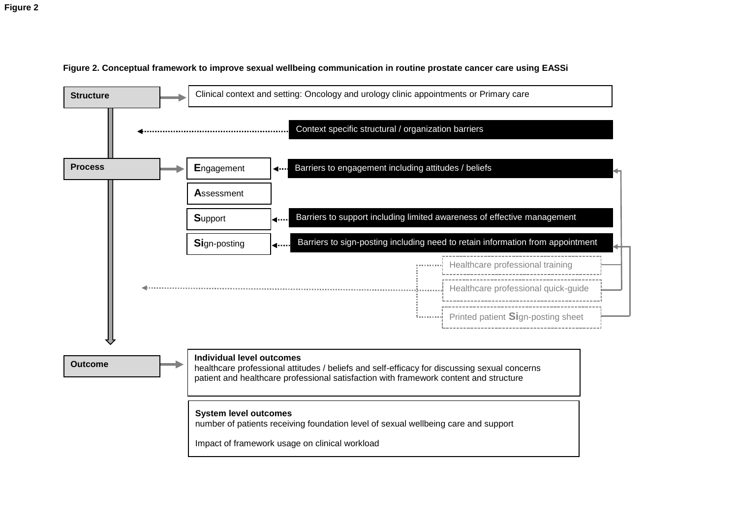Figure 2

**Figure 2. Conceptual framework to improve sexual wellbeing communication in routine prostate cancer care using EASSi**

Structure

Clinical context and setting: Oncology and urology clinic appointments or Primary care

Context specific structural / organization barriers

Process

Engagement

Barriers to engagement including attitudes / beliefs

Assessment

Support

Barriers to support including limited awareness of effective management

Sign-posting

Barriers to sign-posting including need to retain information from appointment

Healthcare professional training

Healthcare professional quick-guide

Printed patient Sign-posting sheet

Outcome

**Individual level outcomes**
healthcare professional attitudes / beliefs and self-efficacy for discussing sexual concerns
patient and healthcare professional satisfaction with framework content and structure

**System level outcomes**
number of patients receiving foundation level of sexual wellbeing care and support

Impact of framework usage on clinical workload